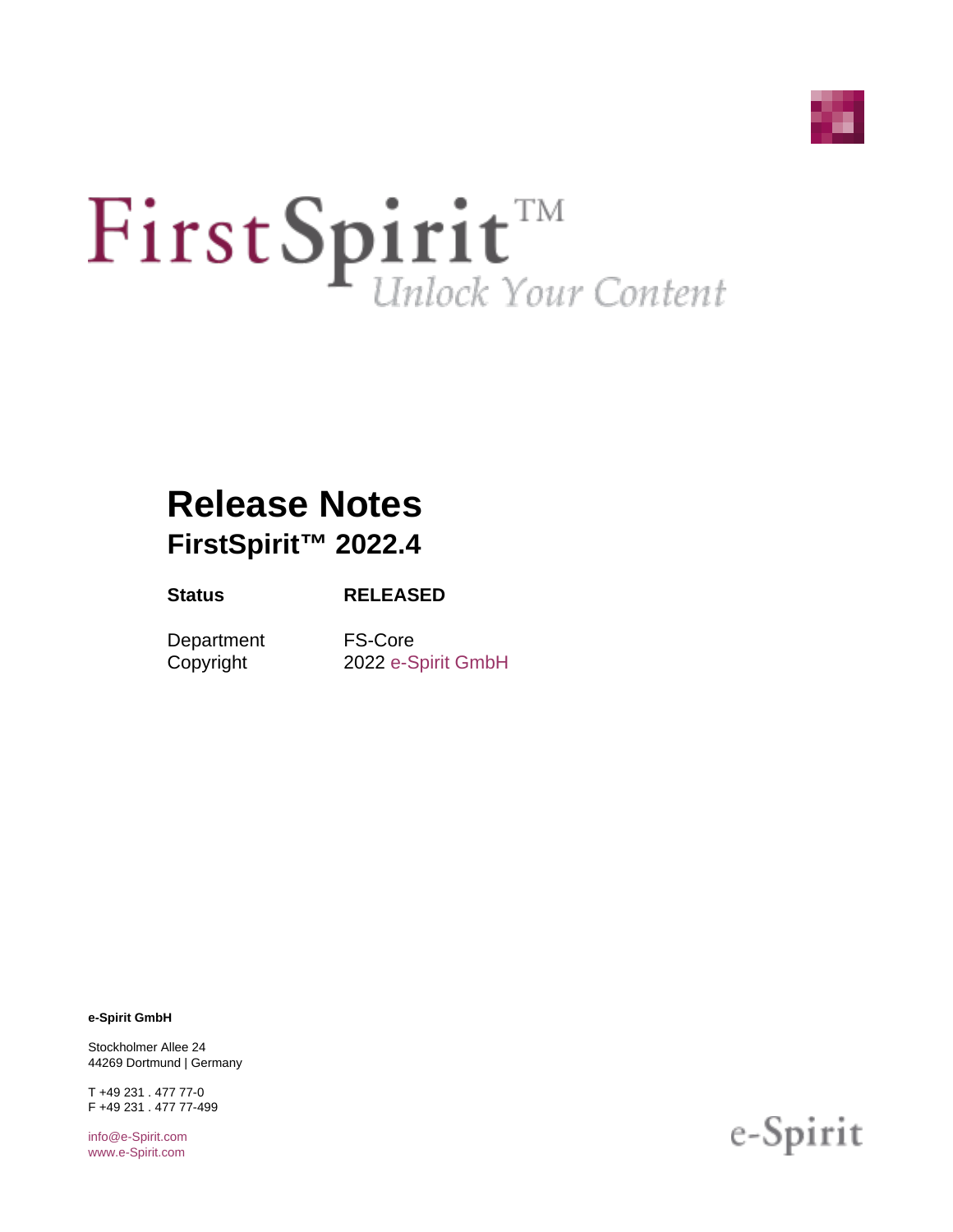FirstSpirit™ *Unlock Your Content*

# Release Notes

## FirstSpirit™ 2022.4

| **Status** | **RELEASED** |
|---|---|
| Department | FS-Core |
| Copyright | 2022 e-Spirit GmbH |

**e-Spirit GmbH**

Stockholmer Allee 24
44269 Dortmund | Germany

T +49 231 . 477 77-0
F +49 231 . 477 77-499

info@e-Spirit.com
www.e-Spirit.com

e-Spirit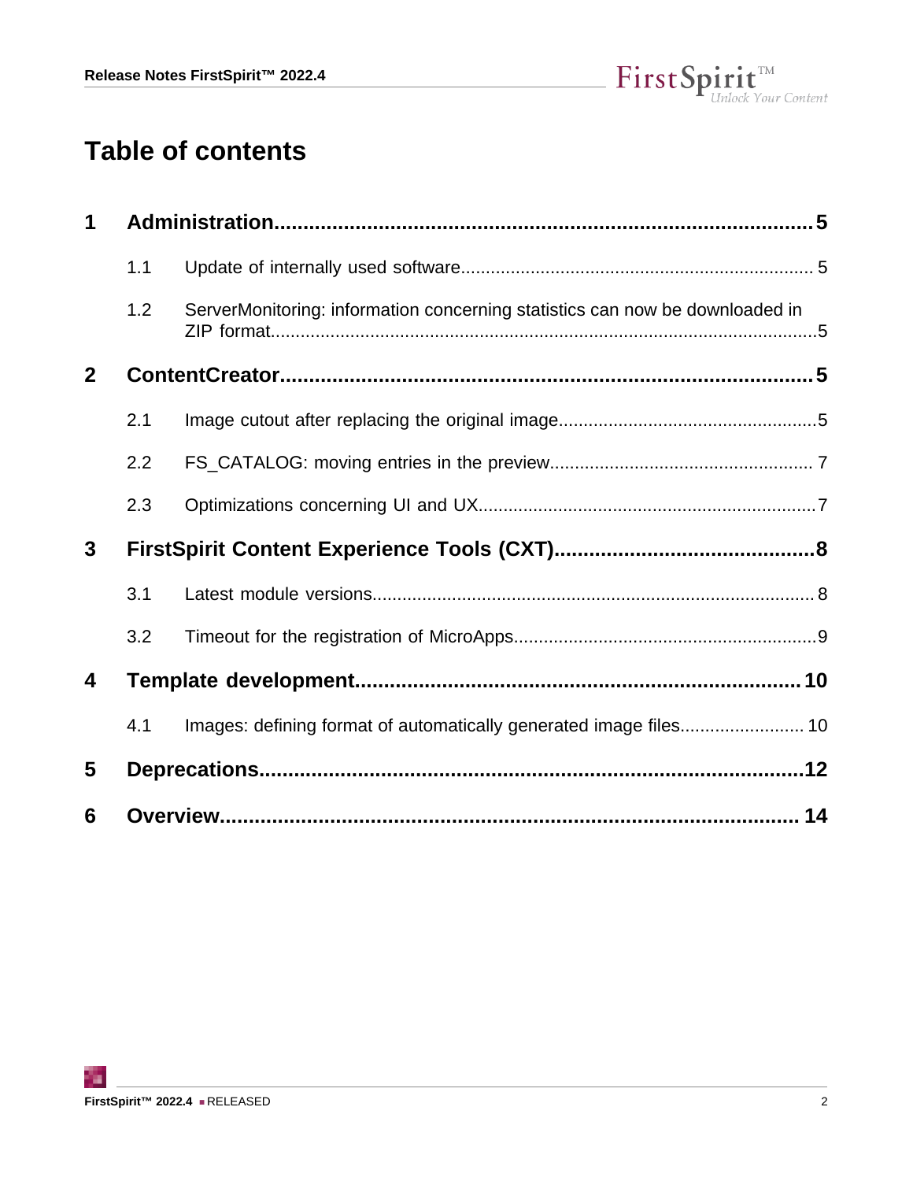# Table of contents

**1 Administration** ..... **5**

- 1.1 Update of internally used software ..... 5
- 1.2 ServerMonitoring: information concerning statistics can now be downloaded in ZIP format ..... 5

**2 ContentCreator** ..... **5**

- 2.1 Image cutout after replacing the original image ..... 5
- 2.2 FS_CATALOG: moving entries in the preview ..... 7
- 2.3 Optimizations concerning UI and UX ..... 7

**3 FirstSpirit Content Experience Tools (CXT)** ..... **8**

- 3.1 Latest module versions ..... 8
- 3.2 Timeout for the registration of MicroApps ..... 9

**4 Template development** ..... **10**

- 4.1 Images: defining format of automatically generated image files ..... 10

**5 Deprecations** ..... **12**

**6 Overview** ..... **14**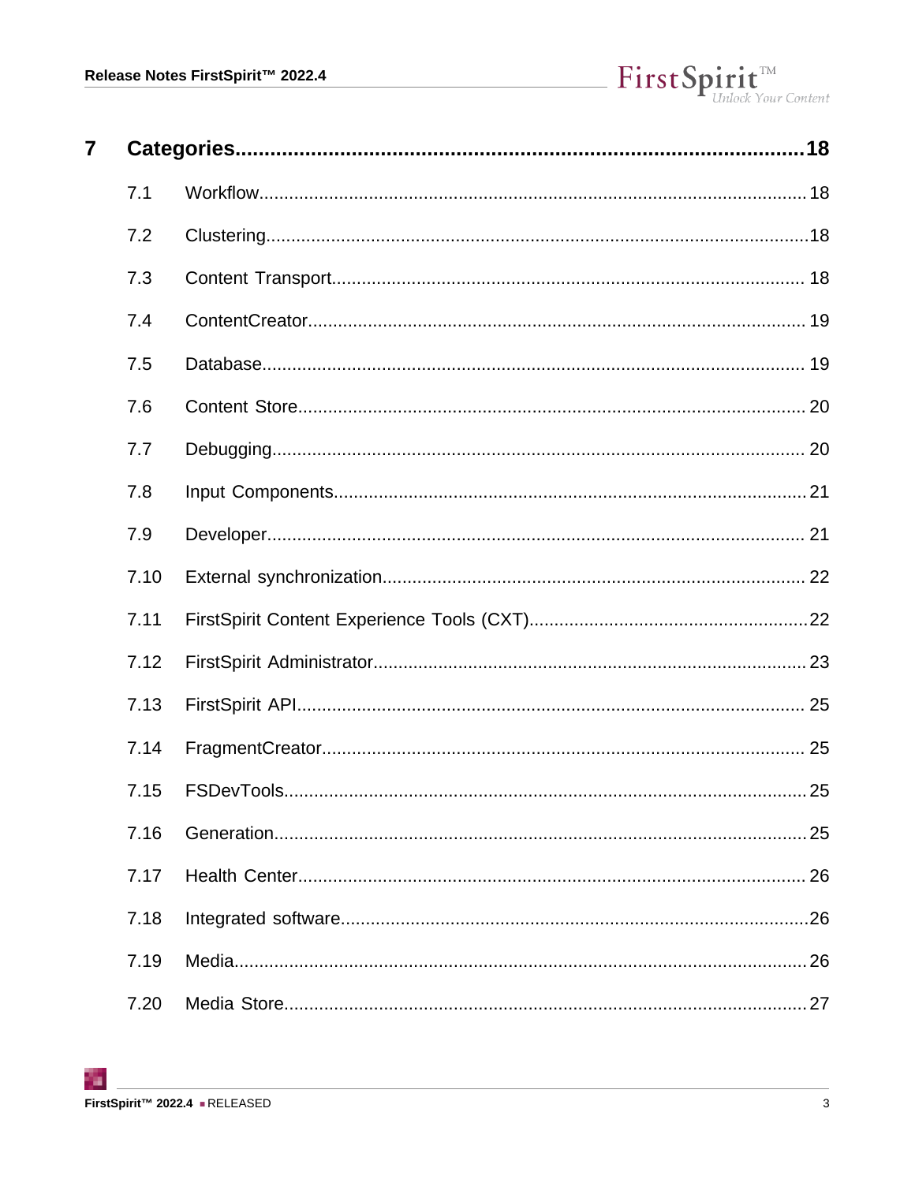**7 Categories ........................................................................................................ 18**

7.1 Workflow ........................................................................................................ 18

7.2 Clustering ........................................................................................................ 18

7.3 Content Transport ........................................................................................................ 18

7.4 ContentCreator ........................................................................................................ 19

7.5 Database ........................................................................................................ 19

7.6 Content Store ........................................................................................................ 20

7.7 Debugging ........................................................................................................ 20

7.8 Input Components ........................................................................................................ 21

7.9 Developer ........................................................................................................ 21

7.10 External synchronization ........................................................................................................ 22

7.11 FirstSpirit Content Experience Tools (CXT) ........................................................................................................ 22

7.12 FirstSpirit Administrator ........................................................................................................ 23

7.13 FirstSpirit API ........................................................................................................ 25

7.14 FragmentCreator ........................................................................................................ 25

7.15 FSDevTools ........................................................................................................ 25

7.16 Generation ........................................................................................................ 25

7.17 Health Center ........................................................................................................ 26

7.18 Integrated software ........................................................................................................ 26

7.19 Media ........................................................................................................ 26

7.20 Media Store ........................................................................................................ 27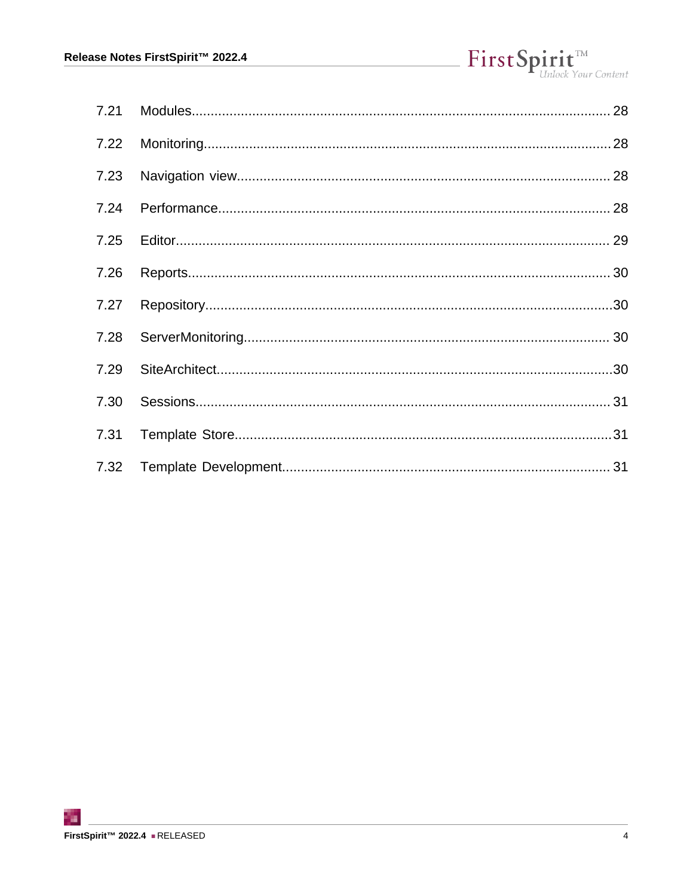7.21 Modules........................................................................................................ 28

7.22 Monitoring..................................................................................................... 28

7.23 Navigation view............................................................................................. 28

7.24 Performance.................................................................................................. 28

7.25 Editor............................................................................................................ 29

7.26 Reports.......................................................................................................... 30

7.27 Repository..................................................................................................... 30

7.28 ServerMonitoring........................................................................................... 30

7.29 SiteArchitect.................................................................................................. 30

7.30 Sessions........................................................................................................ 31

7.31 Template Store.............................................................................................. 31

7.32 Template Development.................................................................................. 31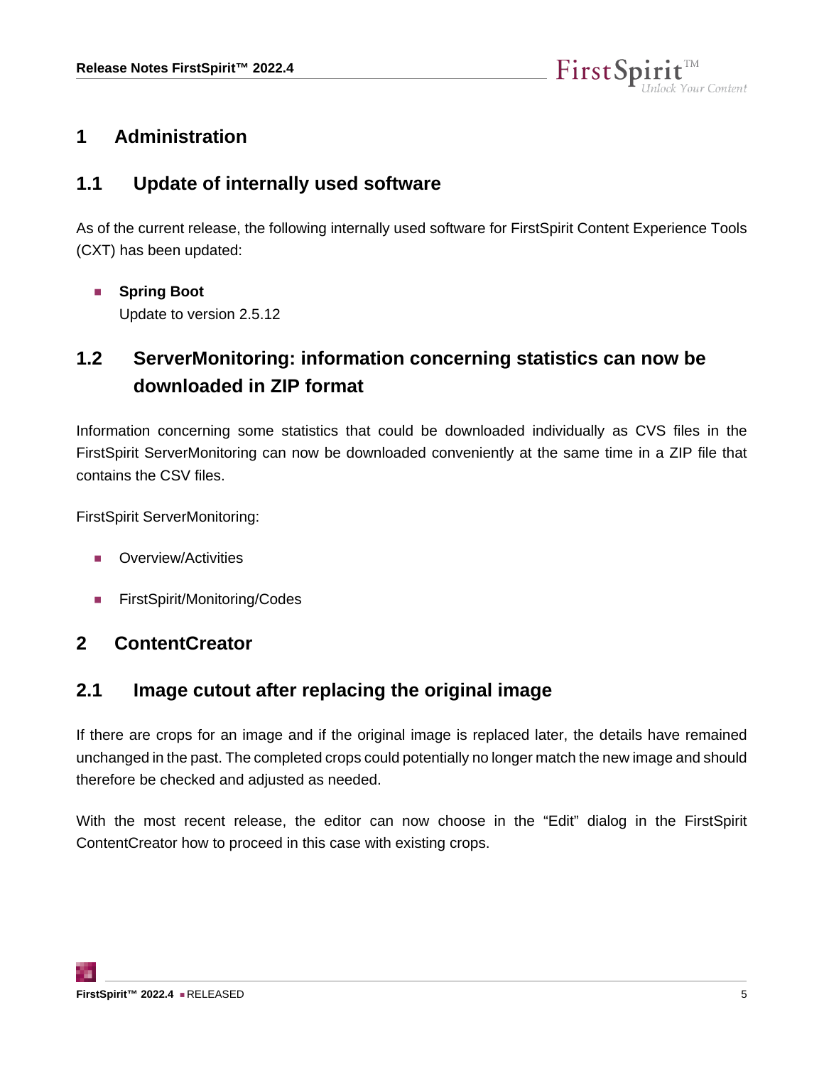# 1 Administration

## 1.1 Update of internally used software

As of the current release, the following internally used software for FirstSpirit Content Experience Tools (CXT) has been updated:

- **Spring Boot**
  Update to version 2.5.12

## 1.2 ServerMonitoring: information concerning statistics can now be downloaded in ZIP format

Information concerning some statistics that could be downloaded individually as CVS files in the FirstSpirit ServerMonitoring can now be downloaded conveniently at the same time in a ZIP file that contains the CSV files.

FirstSpirit ServerMonitoring:

- Overview/Activities
- FirstSpirit/Monitoring/Codes

# 2 ContentCreator

## 2.1 Image cutout after replacing the original image

If there are crops for an image and if the original image is replaced later, the details have remained unchanged in the past. The completed crops could potentially no longer match the new image and should therefore be checked and adjusted as needed.

With the most recent release, the editor can now choose in the “Edit” dialog in the FirstSpirit ContentCreator how to proceed in this case with existing crops.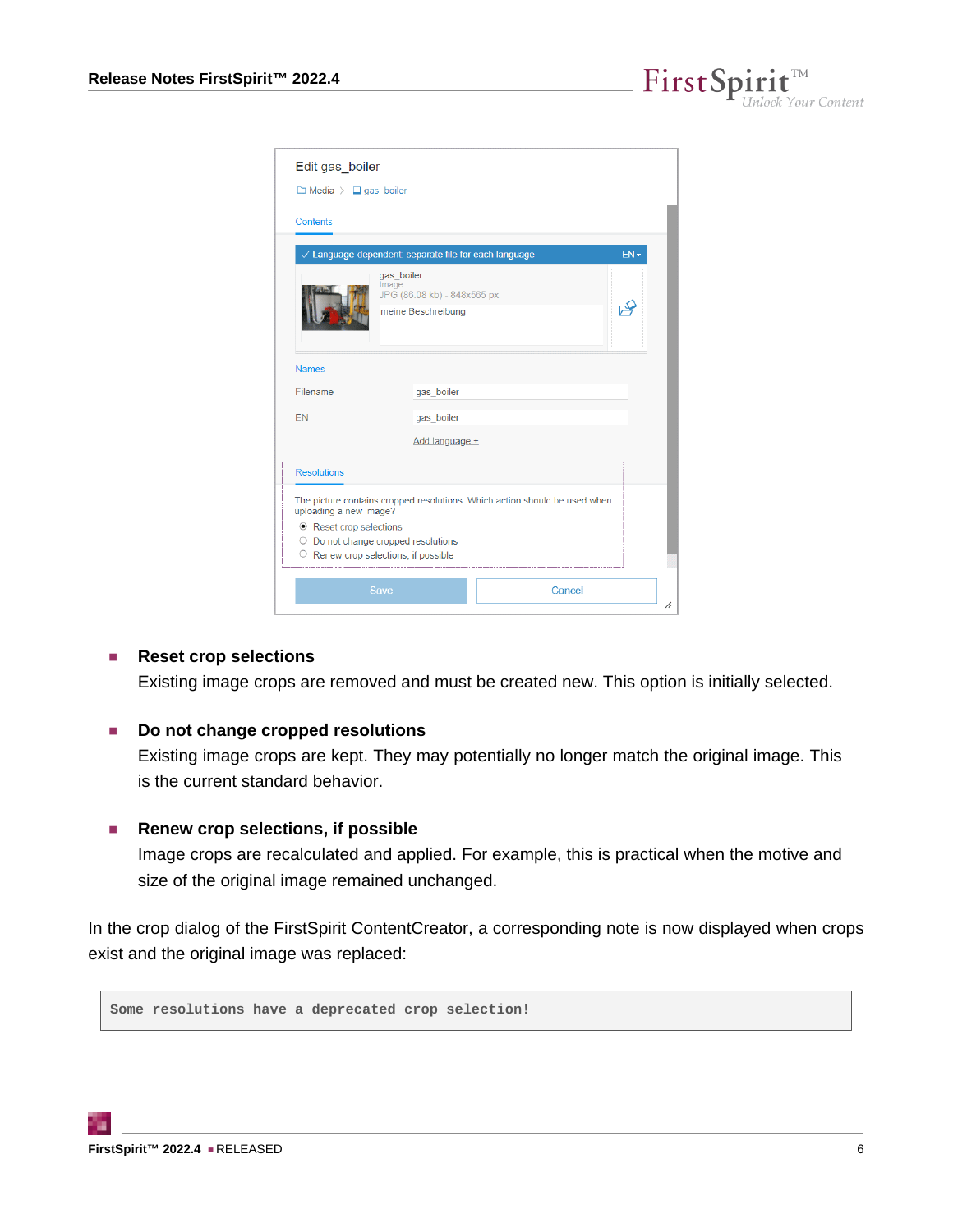- **Reset crop selections**
  Existing image crops are removed and must be created new. This option is initially selected.

- **Do not change cropped resolutions**
  Existing image crops are kept. They may potentially no longer match the original image. This is the current standard behavior.

- **Renew crop selections, if possible**
  Image crops are recalculated and applied. For example, this is practical when the motive and size of the original image remained unchanged.

In the crop dialog of the FirstSpirit ContentCreator, a corresponding note is now displayed when crops exist and the original image was replaced:

```
Some resolutions have a deprecated crop selection!
```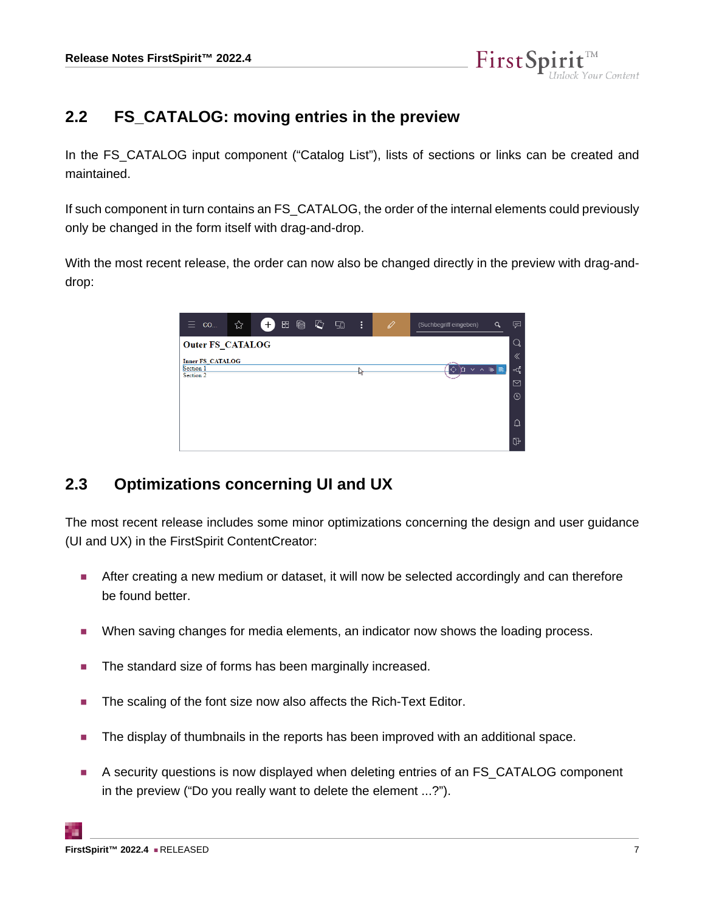## 2.2 FS_CATALOG: moving entries in the preview

In the FS_CATALOG input component ("Catalog List"), lists of sections or links can be created and maintained.

If such component in turn contains an FS_CATALOG, the order of the internal elements could previously only be changed in the form itself with drag-and-drop.

With the most recent release, the order can now also be changed directly in the preview with drag-and-drop:

## 2.3 Optimizations concerning UI and UX

The most recent release includes some minor optimizations concerning the design and user guidance (UI and UX) in the FirstSpirit ContentCreator:

- After creating a new medium or dataset, it will now be selected accordingly and can therefore be found better.
- When saving changes for media elements, an indicator now shows the loading process.
- The standard size of forms has been marginally increased.
- The scaling of the font size now also affects the Rich-Text Editor.
- The display of thumbnails in the reports has been improved with an additional space.
- A security questions is now displayed when deleting entries of an FS_CATALOG component in the preview ("Do you really want to delete the element ...?").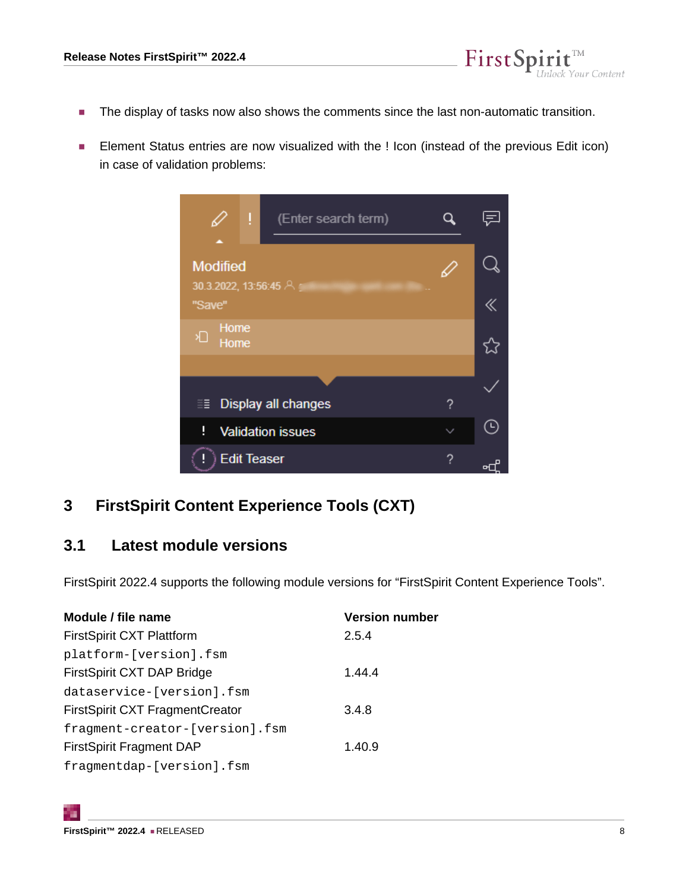- The display of tasks now also shows the comments since the last non-automatic transition.
- Element Status entries are now visualized with the ! Icon (instead of the previous Edit icon) in case of validation problems:

# 3 FirstSpirit Content Experience Tools (CXT)

## 3.1 Latest module versions

FirstSpirit 2022.4 supports the following module versions for “FirstSpirit Content Experience Tools”.

| Module / file name | Version number |
|---|---|
| FirstSpirit CXT Plattform<br>`platform-[version].fsm` | 2.5.4 |
| FirstSpirit CXT DAP Bridge<br>`dataservice-[version].fsm` | 1.44.4 |
| FirstSpirit CXT FragmentCreator<br>`fragment-creator-[version].fsm` | 3.4.8 |
| FirstSpirit Fragment DAP<br>`fragmentdap-[version].fsm` | 1.40.9 |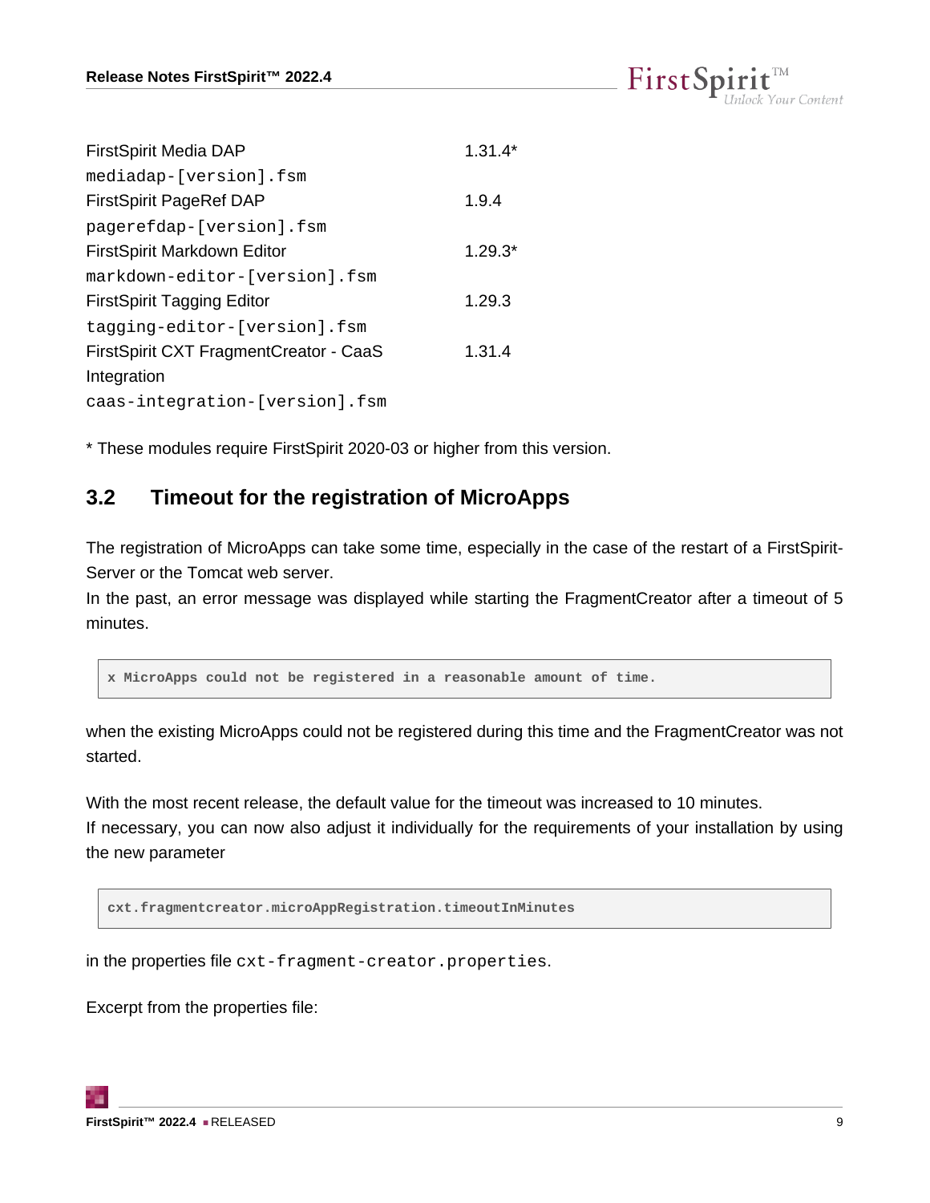| | |
|---|---|
| FirstSpirit Media DAP `mediadap-[version].fsm` | 1.31.4* |
| FirstSpirit PageRef DAP `pagerefdap-[version].fsm` | 1.9.4 |
| FirstSpirit Markdown Editor `markdown-editor-[version].fsm` | 1.29.3* |
| FirstSpirit Tagging Editor `tagging-editor-[version].fsm` | 1.29.3 |
| FirstSpirit CXT FragmentCreator - CaaS Integration `caas-integration-[version].fsm` | 1.31.4 |

* These modules require FirstSpirit 2020-03 or higher from this version.

## 3.2 Timeout for the registration of MicroApps

The registration of MicroApps can take some time, especially in the case of the restart of a FirstSpirit-Server or the Tomcat web server.
In the past, an error message was displayed while starting the FragmentCreator after a timeout of 5 minutes.

```
x MicroApps could not be registered in a reasonable amount of time.
```

when the existing MicroApps could not be registered during this time and the FragmentCreator was not started.

With the most recent release, the default value for the timeout was increased to 10 minutes.
If necessary, you can now also adjust it individually for the requirements of your installation by using the new parameter

```
cxt.fragmentcreator.microAppRegistration.timeoutInMinutes
```

in the properties file `cxt-fragment-creator.properties`.

Excerpt from the properties file: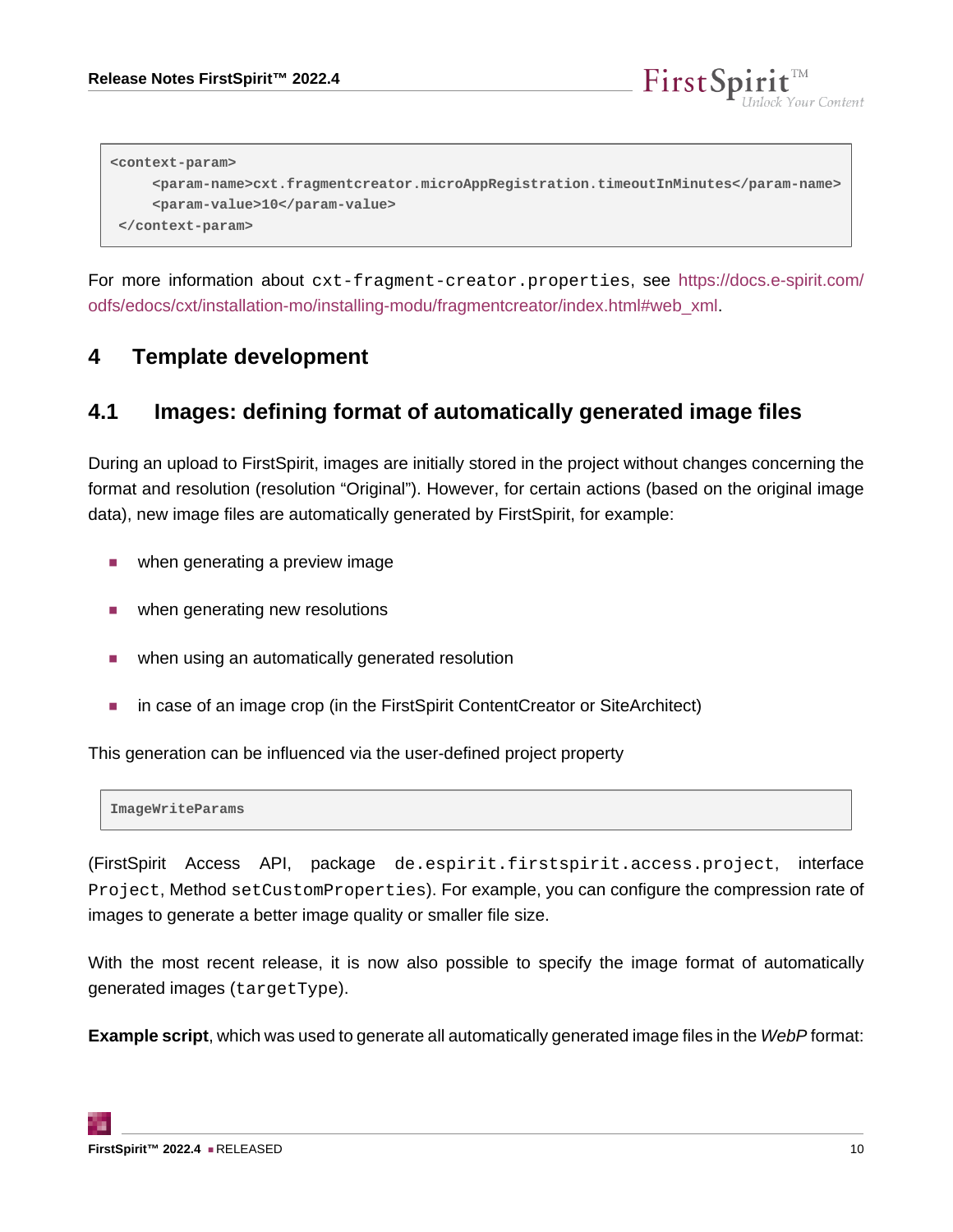```
<context-param>
     <param-name>cxt.fragmentcreator.microAppRegistration.timeoutInMinutes</param-name>
     <param-value>10</param-value>
 </context-param>
```

For more information about `cxt-fragment-creator.properties`, see https://docs.e-spirit.com/odfs/edocs/cxt/installation-mo/installing-modu/fragmentcreator/index.html#web_xml.

# 4 Template development

## 4.1 Images: defining format of automatically generated image files

During an upload to FirstSpirit, images are initially stored in the project without changes concerning the format and resolution (resolution "Original"). However, for certain actions (based on the original image data), new image files are automatically generated by FirstSpirit, for example:

- when generating a preview image
- when generating new resolutions
- when using an automatically generated resolution
- in case of an image crop (in the FirstSpirit ContentCreator or SiteArchitect)

This generation can be influenced via the user-defined project property

```
ImageWriteParams
```

(FirstSpirit Access API, package `de.espirit.firstspirit.access.project`, interface `Project`, Method `setCustomProperties`). For example, you can configure the compression rate of images to generate a better image quality or smaller file size.

With the most recent release, it is now also possible to specify the image format of automatically generated images (`targetType`).

**Example script**, which was used to generate all automatically generated image files in the *WebP* format: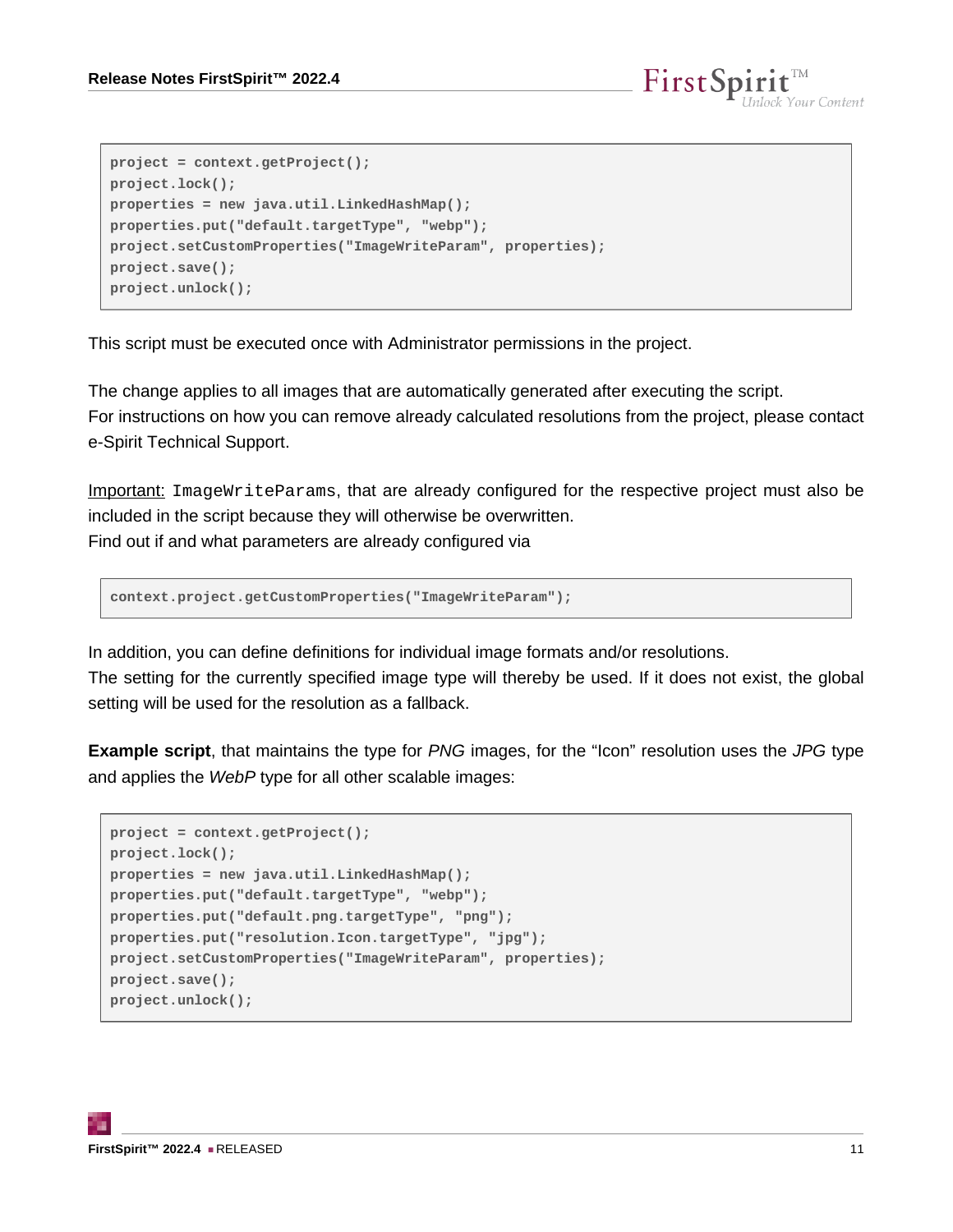```
project = context.getProject();
project.lock();
properties = new java.util.LinkedHashMap();
properties.put("default.targetType", "webp");
project.setCustomProperties("ImageWriteParam", properties);
project.save();
project.unlock();
```

This script must be executed once with Administrator permissions in the project.

The change applies to all images that are automatically generated after executing the script.
For instructions on how you can remove already calculated resolutions from the project, please contact e-Spirit Technical Support.

Important: `ImageWriteParams`, that are already configured for the respective project must also be included in the script because they will otherwise be overwritten.
Find out if and what parameters are already configured via

```
context.project.getCustomProperties("ImageWriteParam");
```

In addition, you can define definitions for individual image formats and/or resolutions.
The setting for the currently specified image type will thereby be used. If it does not exist, the global setting will be used for the resolution as a fallback.

**Example script**, that maintains the type for *PNG* images, for the "Icon" resolution uses the *JPG* type and applies the *WebP* type for all other scalable images:

```
project = context.getProject();
project.lock();
properties = new java.util.LinkedHashMap();
properties.put("default.targetType", "webp");
properties.put("default.png.targetType", "png");
properties.put("resolution.Icon.targetType", "jpg");
project.setCustomProperties("ImageWriteParam", properties);
project.save();
project.unlock();
```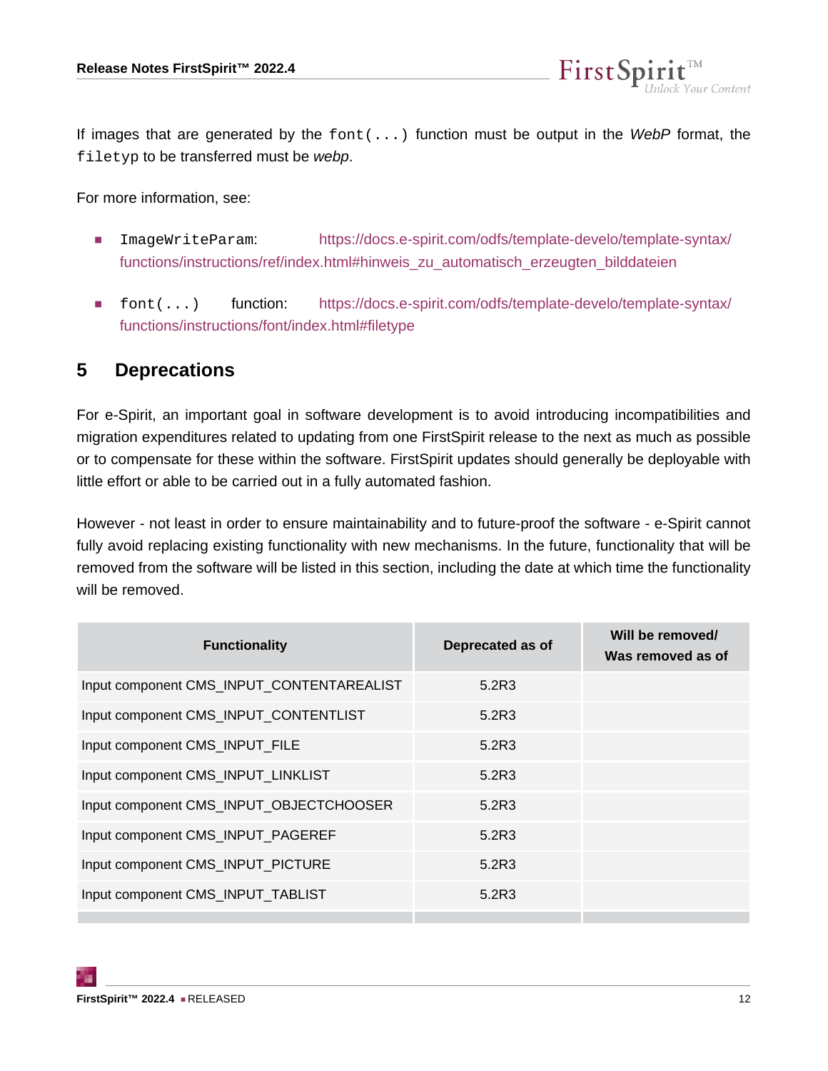If images that are generated by the `font(...)` function must be output in the *WebP* format, the `filetyp` to be transferred must be *webp*.

For more information, see:

- `ImageWriteParam`: https://docs.e-spirit.com/odfs/template-develo/template-syntax/functions/instructions/ref/index.html#hinweis_zu_automatisch_erzeugten_bilddateien
- `font(...)` function: https://docs.e-spirit.com/odfs/template-develo/template-syntax/functions/instructions/font/index.html#filetype

## 5 Deprecations

For e-Spirit, an important goal in software development is to avoid introducing incompatibilities and migration expenditures related to updating from one FirstSpirit release to the next as much as possible or to compensate for these within the software. FirstSpirit updates should generally be deployable with little effort or able to be carried out in a fully automated fashion.

However - not least in order to ensure maintainability and to future-proof the software - e-Spirit cannot fully avoid replacing existing functionality with new mechanisms. In the future, functionality that will be removed from the software will be listed in this section, including the date at which time the functionality will be removed.

| Functionality | Deprecated as of | Will be removed/ Was removed as of |
|---|---|---|
| Input component CMS_INPUT_CONTENTAREALIST | 5.2R3 | |
| Input component CMS_INPUT_CONTENTLIST | 5.2R3 | |
| Input component CMS_INPUT_FILE | 5.2R3 | |
| Input component CMS_INPUT_LINKLIST | 5.2R3 | |
| Input component CMS_INPUT_OBJECTCHOOSER | 5.2R3 | |
| Input component CMS_INPUT_PAGEREF | 5.2R3 | |
| Input component CMS_INPUT_PICTURE | 5.2R3 | |
| Input component CMS_INPUT_TABLIST | 5.2R3 | |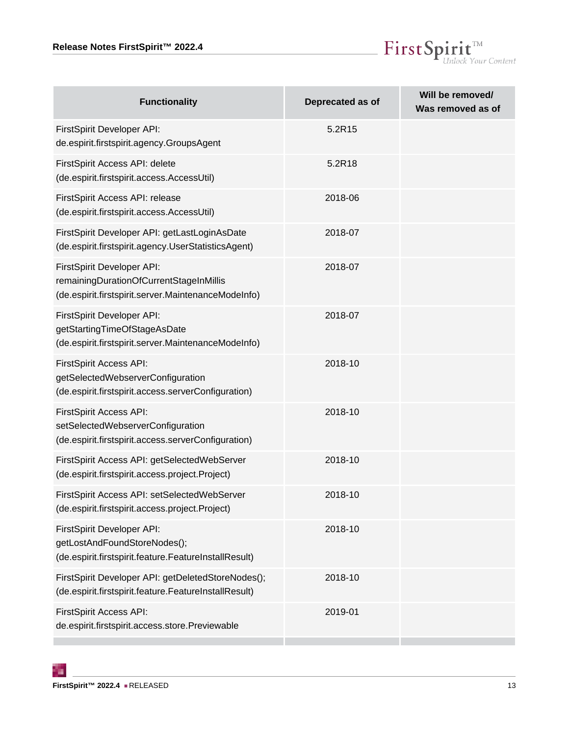| Functionality | Deprecated as of | Will be removed/ Was removed as of |
|---|---|---|
| FirstSpirit Developer API: de.espirit.firstspirit.agency.GroupsAgent | 5.2R15 | |
| FirstSpirit Access API: delete (de.espirit.firstspirit.access.AccessUtil) | 5.2R18 | |
| FirstSpirit Access API: release (de.espirit.firstspirit.access.AccessUtil) | 2018-06 | |
| FirstSpirit Developer API: getLastLoginAsDate (de.espirit.firstspirit.agency.UserStatisticsAgent) | 2018-07 | |
| FirstSpirit Developer API: remainingDurationOfCurrentStageInMillis (de.espirit.firstspirit.server.MaintenanceModeInfo) | 2018-07 | |
| FirstSpirit Developer API: getStartingTimeOfStageAsDate (de.espirit.firstspirit.server.MaintenanceModeInfo) | 2018-07 | |
| FirstSpirit Access API: getSelectedWebserverConfiguration (de.espirit.firstspirit.access.serverConfiguration) | 2018-10 | |
| FirstSpirit Access API: setSelectedWebserverConfiguration (de.espirit.firstspirit.access.serverConfiguration) | 2018-10 | |
| FirstSpirit Access API: getSelectedWebServer (de.espirit.firstspirit.access.project.Project) | 2018-10 | |
| FirstSpirit Access API: setSelectedWebServer (de.espirit.firstspirit.access.project.Project) | 2018-10 | |
| FirstSpirit Developer API: getLostAndFoundStoreNodes(); (de.espirit.firstspirit.feature.FeatureInstallResult) | 2018-10 | |
| FirstSpirit Developer API: getDeletedStoreNodes(); (de.espirit.firstspirit.feature.FeatureInstallResult) | 2018-10 | |
| FirstSpirit Access API: de.espirit.firstspirit.access.store.Previewable | 2019-01 | |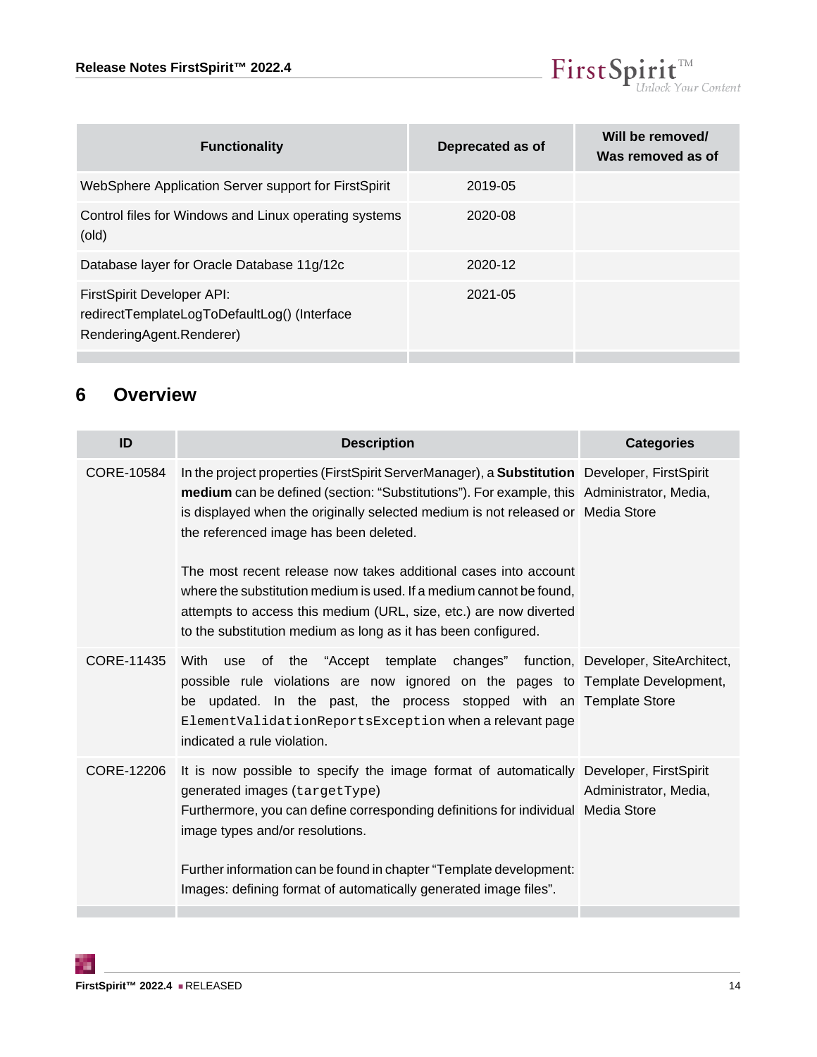| Functionality | Deprecated as of | Will be removed/ Was removed as of |
|---|---|---|
| WebSphere Application Server support for FirstSpirit | 2019-05 | |
| Control files for Windows and Linux operating systems (old) | 2020-08 | |
| Database layer for Oracle Database 11g/12c | 2020-12 | |
| FirstSpirit Developer API: redirectTemplateLogToDefaultLog() (Interface RenderingAgent.Renderer) | 2021-05 | |

# 6 Overview

| ID | Description | Categories |
|---|---|---|
| CORE-10584 | In the project properties (FirstSpirit ServerManager), a **Substitution medium** can be defined (section: "Substitutions"). For example, this is displayed when the originally selected medium is not released or the referenced image has been deleted.<br><br>The most recent release now takes additional cases into account where the substitution medium is used. If a medium cannot be found, attempts to access this medium (URL, size, etc.) are now diverted to the substitution medium as long as it has been configured. | Developer, FirstSpirit Administrator, Media, Media Store |
| CORE-11435 | With use of the "Accept template changes" function, possible rule violations are now ignored on the pages to be updated. In the past, the process stopped with an `ElementValidationReportsException` when a relevant page indicated a rule violation. | Developer, SiteArchitect, Template Development, Template Store |
| CORE-12206 | It is now possible to specify the image format of automatically generated images (`targetType`)<br>Furthermore, you can define corresponding definitions for individual image types and/or resolutions.<br><br>Further information can be found in chapter "Template development: Images: defining format of automatically generated image files". | Developer, FirstSpirit Administrator, Media, Media Store |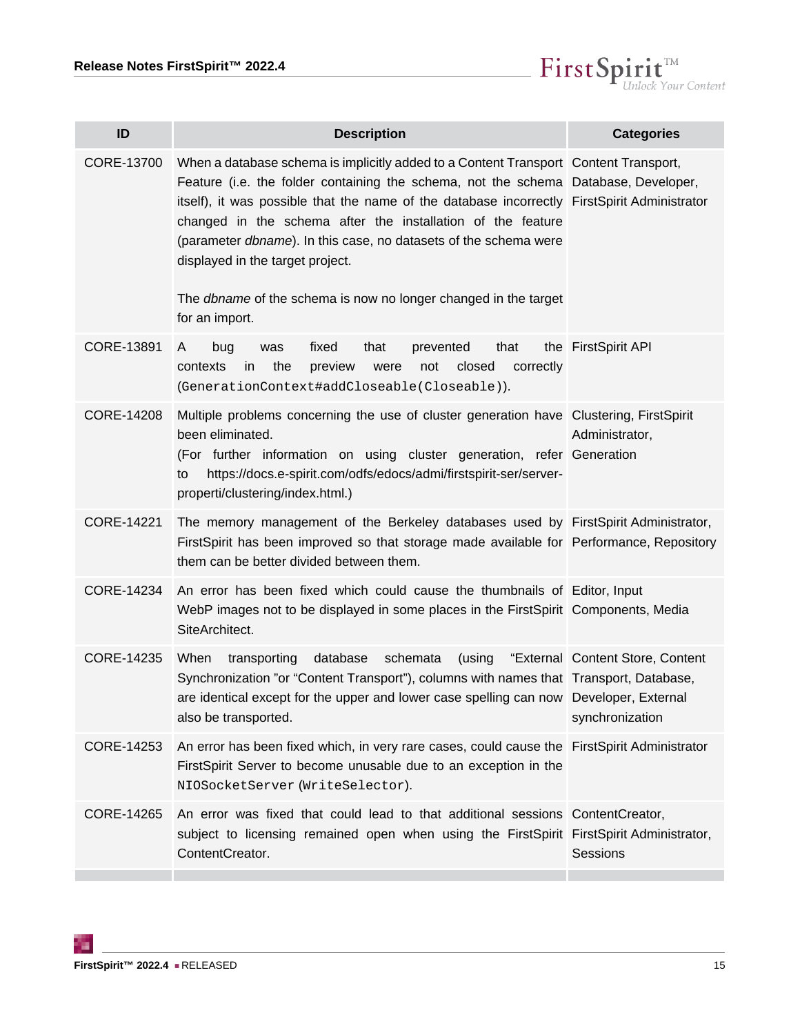| ID | Description | Categories |
|---|---|---|
| CORE-13700 | When a database schema is implicitly added to a Content Transport Feature (i.e. the folder containing the schema, not the schema itself), it was possible that the name of the database incorrectly changed in the schema after the installation of the feature (parameter *dbname*). In this case, no datasets of the schema were displayed in the target project.<br><br>The *dbname* of the schema is now no longer changed in the target for an import. | Content Transport, Database, Developer, FirstSpirit Administrator |
| CORE-13891 | A bug was fixed that prevented that the contexts in the preview were not closed correctly (`GenerationContext#addCloseable(Closeable)`). | FirstSpirit API |
| CORE-14208 | Multiple problems concerning the use of cluster generation have been eliminated.<br>(For further information on using cluster generation, refer to https://docs.e-spirit.com/odfs/edocs/admi/firstspirit-ser/server-properti/clustering/index.html.) | Clustering, FirstSpirit Administrator, Generation |
| CORE-14221 | The memory management of the Berkeley databases used by FirstSpirit has been improved so that storage made available for them can be better divided between them. | FirstSpirit Administrator, Performance, Repository |
| CORE-14234 | An error has been fixed which could cause the thumbnails of WebP images not to be displayed in some places in the FirstSpirit SiteArchitect. | Editor, Input Components, Media |
| CORE-14235 | When transporting database schemata (using "External Synchronization "or "Content Transport"), columns with names that are identical except for the upper and lower case spelling can now also be transported. | Content Store, Content Transport, Database, Developer, External synchronization |
| CORE-14253 | An error has been fixed which, in very rare cases, could cause the FirstSpirit Server to become unusable due to an exception in the `NIOSocketServer` (`WriteSelector`). | FirstSpirit Administrator |
| CORE-14265 | An error was fixed that could lead to that additional sessions subject to licensing remained open when using the FirstSpirit ContentCreator. | ContentCreator, FirstSpirit Administrator, Sessions |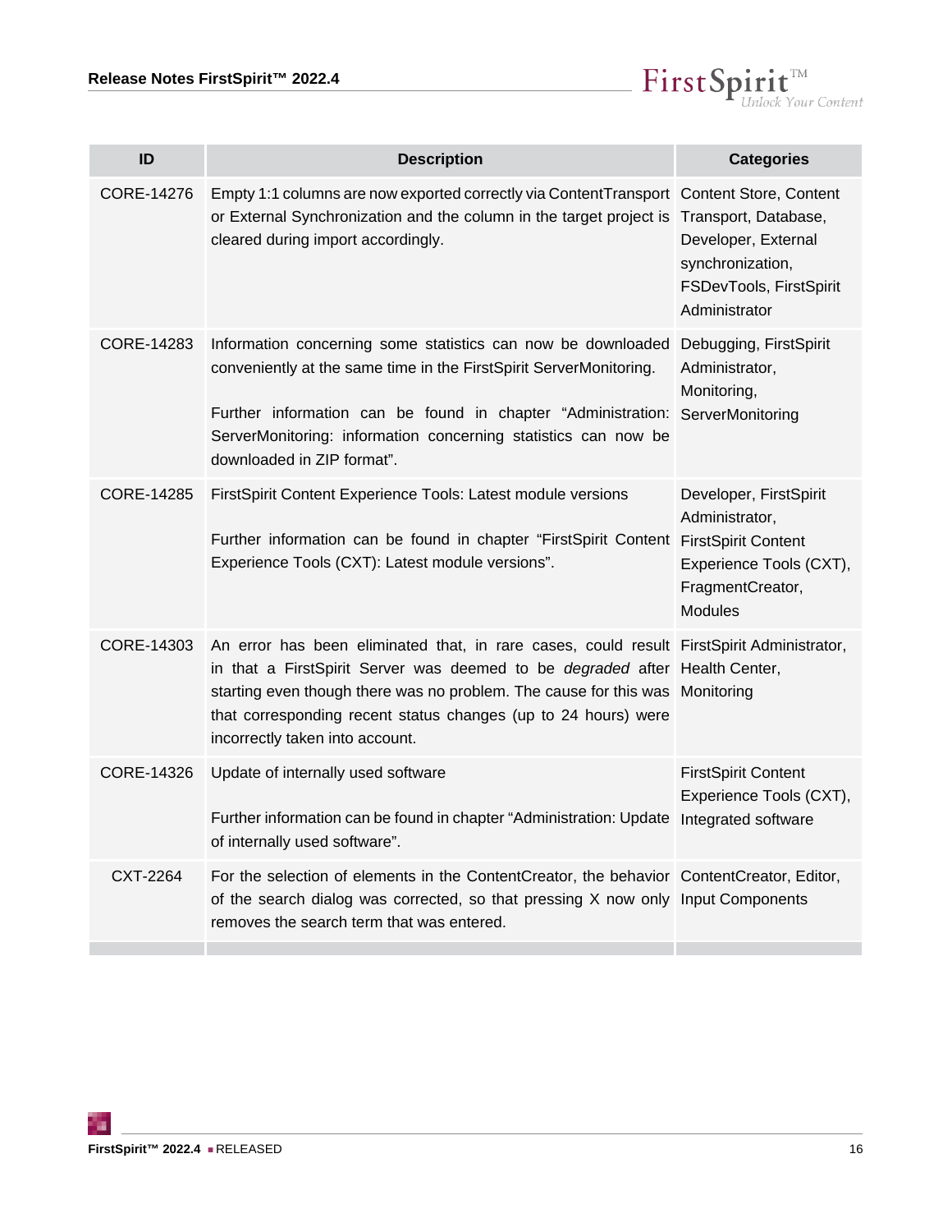| ID | Description | Categories |
|---|---|---|
| CORE-14276 | Empty 1:1 columns are now exported correctly via ContentTransport or External Synchronization and the column in the target project is cleared during import accordingly. | Content Store, Content Transport, Database, Developer, External synchronization, FSDevTools, FirstSpirit Administrator |
| CORE-14283 | Information concerning some statistics can now be downloaded conveniently at the same time in the FirstSpirit ServerMonitoring.<br><br>Further information can be found in chapter “Administration: ServerMonitoring: information concerning statistics can now be downloaded in ZIP format”. | Debugging, FirstSpirit Administrator, Monitoring, ServerMonitoring |
| CORE-14285 | FirstSpirit Content Experience Tools: Latest module versions<br><br>Further information can be found in chapter “FirstSpirit Content Experience Tools (CXT): Latest module versions”. | Developer, FirstSpirit Administrator, FirstSpirit Content Experience Tools (CXT), FragmentCreator, Modules |
| CORE-14303 | An error has been eliminated that, in rare cases, could result in that a FirstSpirit Server was deemed to be *degraded* after starting even though there was no problem. The cause for this was that corresponding recent status changes (up to 24 hours) were incorrectly taken into account. | FirstSpirit Administrator, Health Center, Monitoring |
| CORE-14326 | Update of internally used software<br><br>Further information can be found in chapter “Administration: Update of internally used software”. | FirstSpirit Content Experience Tools (CXT), Integrated software |
| CXT-2264 | For the selection of elements in the ContentCreator, the behavior of the search dialog was corrected, so that pressing X now only removes the search term that was entered. | ContentCreator, Editor, Input Components |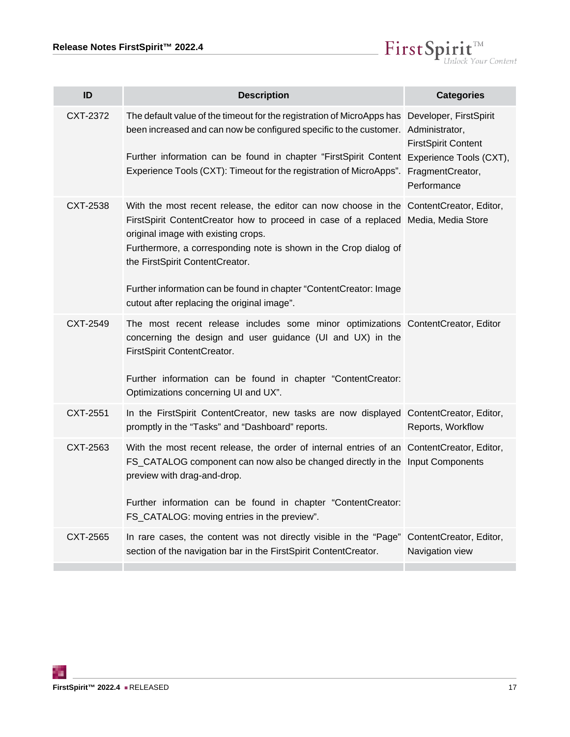| ID | Description | Categories |
|---|---|---|
| CXT-2372 | The default value of the timeout for the registration of MicroApps has been increased and can now be configured specific to the customer.<br><br>Further information can be found in chapter “FirstSpirit Content Experience Tools (CXT): Timeout for the registration of MicroApps”. | Developer, FirstSpirit Administrator, FirstSpirit Content Experience Tools (CXT), FragmentCreator, Performance |
| CXT-2538 | With the most recent release, the editor can now choose in the FirstSpirit ContentCreator how to proceed in case of a replaced original image with existing crops.<br>Furthermore, a corresponding note is shown in the Crop dialog of the FirstSpirit ContentCreator.<br><br>Further information can be found in chapter “ContentCreator: Image cutout after replacing the original image”. | ContentCreator, Editor, Media, Media Store |
| CXT-2549 | The most recent release includes some minor optimizations concerning the design and user guidance (UI and UX) in the FirstSpirit ContentCreator.<br><br>Further information can be found in chapter “ContentCreator: Optimizations concerning UI and UX”. | ContentCreator, Editor |
| CXT-2551 | In the FirstSpirit ContentCreator, new tasks are now displayed promptly in the “Tasks” and “Dashboard” reports. | ContentCreator, Editor, Reports, Workflow |
| CXT-2563 | With the most recent release, the order of internal entries of an FS_CATALOG component can now also be changed directly in the preview with drag-and-drop.<br><br>Further information can be found in chapter “ContentCreator: FS_CATALOG: moving entries in the preview”. | ContentCreator, Editor, Input Components |
| CXT-2565 | In rare cases, the content was not directly visible in the “Page” section of the navigation bar in the FirstSpirit ContentCreator. | ContentCreator, Editor, Navigation view |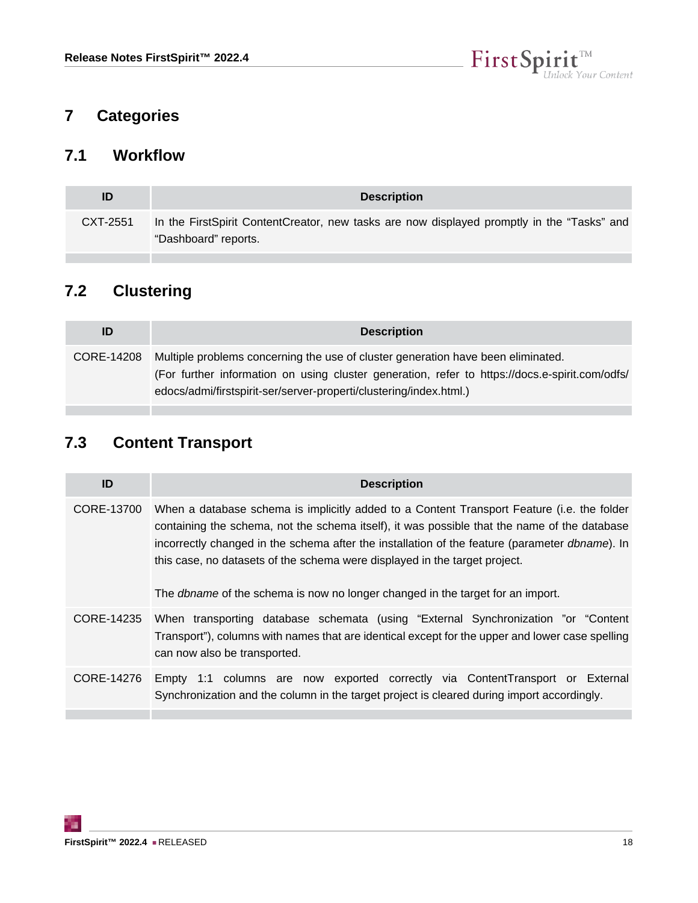# 7 Categories

## 7.1 Workflow

| ID | Description |
|---|---|
| CXT-2551 | In the FirstSpirit ContentCreator, new tasks are now displayed promptly in the “Tasks” and “Dashboard” reports. |

## 7.2 Clustering

| ID | Description |
|---|---|
| CORE-14208 | Multiple problems concerning the use of cluster generation have been eliminated.<br>(For further information on using cluster generation, refer to https://docs.e-spirit.com/odfs/edocs/admi/firstspirit-ser/server-properti/clustering/index.html.) |

## 7.3 Content Transport

| ID | Description |
|---|---|
| CORE-13700 | When a database schema is implicitly added to a Content Transport Feature (i.e. the folder containing the schema, not the schema itself), it was possible that the name of the database incorrectly changed in the schema after the installation of the feature (parameter *dbname*). In this case, no datasets of the schema were displayed in the target project.<br><br>The *dbname* of the schema is now no longer changed in the target for an import. |
| CORE-14235 | When transporting database schemata (using “External Synchronization ”or “Content Transport”), columns with names that are identical except for the upper and lower case spelling can now also be transported. |
| CORE-14276 | Empty 1:1 columns are now exported correctly via ContentTransport or External Synchronization and the column in the target project is cleared during import accordingly. |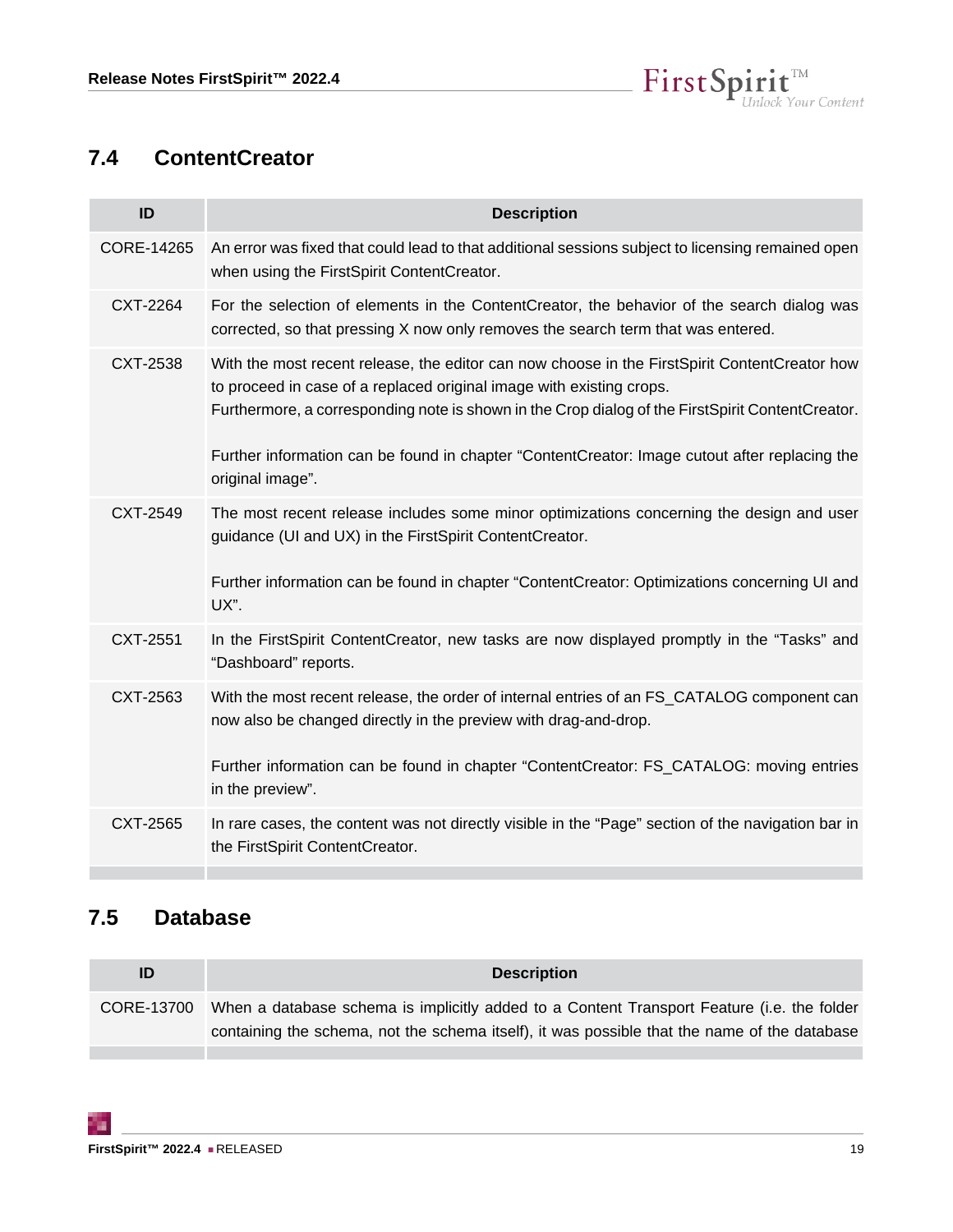## 7.4 ContentCreator

| ID | Description |
|---|---|
| CORE-14265 | An error was fixed that could lead to that additional sessions subject to licensing remained open when using the FirstSpirit ContentCreator. |
| CXT-2264 | For the selection of elements in the ContentCreator, the behavior of the search dialog was corrected, so that pressing X now only removes the search term that was entered. |
| CXT-2538 | With the most recent release, the editor can now choose in the FirstSpirit ContentCreator how to proceed in case of a replaced original image with existing crops.<br>Furthermore, a corresponding note is shown in the Crop dialog of the FirstSpirit ContentCreator.<br><br>Further information can be found in chapter “ContentCreator: Image cutout after replacing the original image”. |
| CXT-2549 | The most recent release includes some minor optimizations concerning the design and user guidance (UI and UX) in the FirstSpirit ContentCreator.<br><br>Further information can be found in chapter “ContentCreator: Optimizations concerning UI and UX”. |
| CXT-2551 | In the FirstSpirit ContentCreator, new tasks are now displayed promptly in the “Tasks” and “Dashboard” reports. |
| CXT-2563 | With the most recent release, the order of internal entries of an FS_CATALOG component can now also be changed directly in the preview with drag-and-drop.<br><br>Further information can be found in chapter “ContentCreator: FS_CATALOG: moving entries in the preview”. |
| CXT-2565 | In rare cases, the content was not directly visible in the “Page” section of the navigation bar in the FirstSpirit ContentCreator. |

## 7.5 Database

| ID | Description |
|---|---|
| CORE-13700 | When a database schema is implicitly added to a Content Transport Feature (i.e. the folder containing the schema, not the schema itself), it was possible that the name of the database |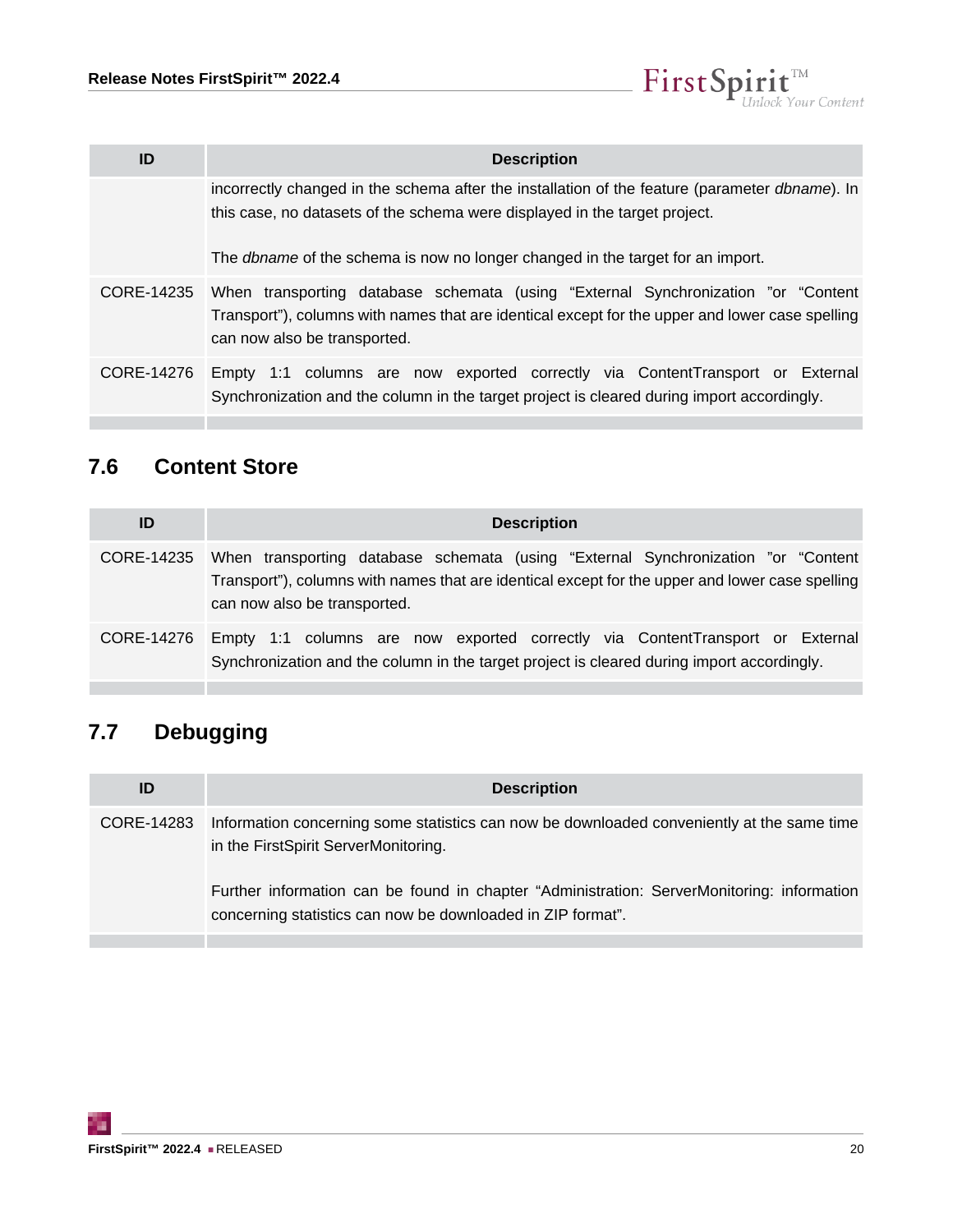| ID | Description |
|---|---|
| | incorrectly changed in the schema after the installation of the feature (parameter *dbname*). In this case, no datasets of the schema were displayed in the target project.<br><br>The *dbname* of the schema is now no longer changed in the target for an import. |
| CORE-14235 | When transporting database schemata (using “External Synchronization ”or “Content Transport”), columns with names that are identical except for the upper and lower case spelling can now also be transported. |
| CORE-14276 | Empty 1:1 columns are now exported correctly via ContentTransport or External Synchronization and the column in the target project is cleared during import accordingly. |

## 7.6 Content Store

| ID | Description |
|---|---|
| CORE-14235 | When transporting database schemata (using “External Synchronization ”or “Content Transport”), columns with names that are identical except for the upper and lower case spelling can now also be transported. |
| CORE-14276 | Empty 1:1 columns are now exported correctly via ContentTransport or External Synchronization and the column in the target project is cleared during import accordingly. |

## 7.7 Debugging

| ID | Description |
|---|---|
| CORE-14283 | Information concerning some statistics can now be downloaded conveniently at the same time in the FirstSpirit ServerMonitoring.<br><br>Further information can be found in chapter “Administration: ServerMonitoring: information concerning statistics can now be downloaded in ZIP format”. |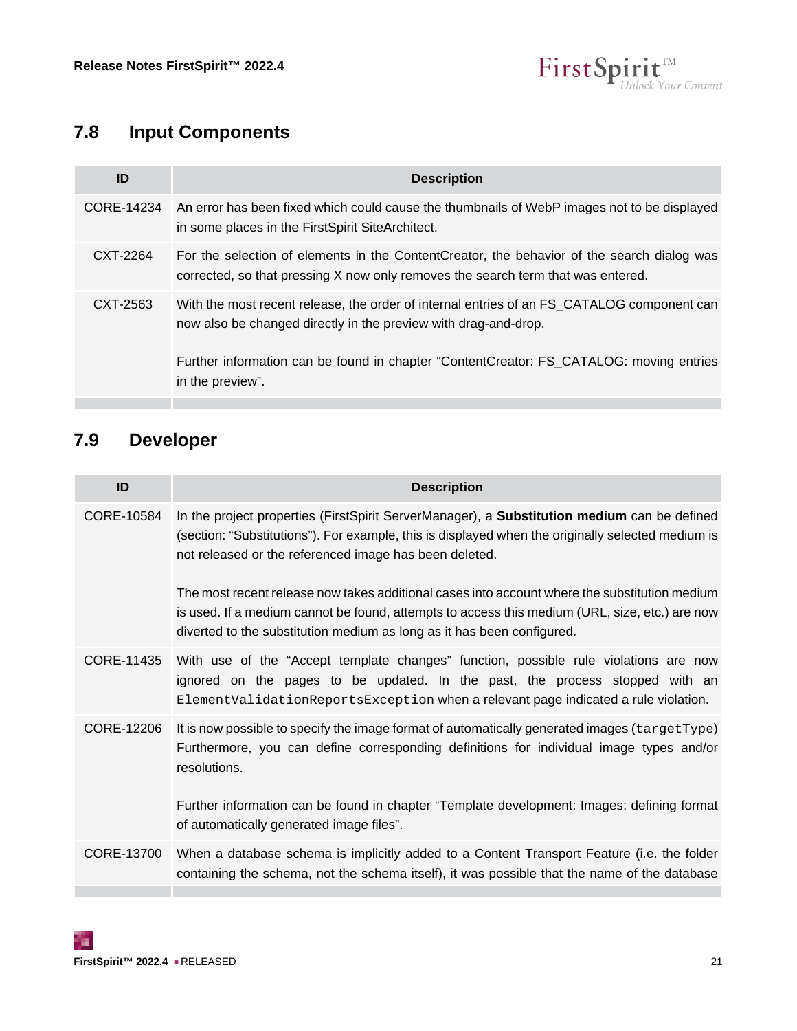## 7.8 Input Components

| ID | Description |
| --- | --- |
| CORE-14234 | An error has been fixed which could cause the thumbnails of WebP images not to be displayed in some places in the FirstSpirit SiteArchitect. |
| CXT-2264 | For the selection of elements in the ContentCreator, the behavior of the search dialog was corrected, so that pressing X now only removes the search term that was entered. |
| CXT-2563 | With the most recent release, the order of internal entries of an FS_CATALOG component can now also be changed directly in the preview with drag-and-drop.<br><br>Further information can be found in chapter "ContentCreator: FS_CATALOG: moving entries in the preview". |

## 7.9 Developer

| ID | Description |
| --- | --- |
| CORE-10584 | In the project properties (FirstSpirit ServerManager), a **Substitution medium** can be defined (section: "Substitutions"). For example, this is displayed when the originally selected medium is not released or the referenced image has been deleted.<br><br>The most recent release now takes additional cases into account where the substitution medium is used. If a medium cannot be found, attempts to access this medium (URL, size, etc.) are now diverted to the substitution medium as long as it has been configured. |
| CORE-11435 | With use of the "Accept template changes" function, possible rule violations are now ignored on the pages to be updated. In the past, the process stopped with an `ElementValidationReportsException` when a relevant page indicated a rule violation. |
| CORE-12206 | It is now possible to specify the image format of automatically generated images (`targetType`) Furthermore, you can define corresponding definitions for individual image types and/or resolutions.<br><br>Further information can be found in chapter "Template development: Images: defining format of automatically generated image files". |
| CORE-13700 | When a database schema is implicitly added to a Content Transport Feature (i.e. the folder containing the schema, not the schema itself), it was possible that the name of the database |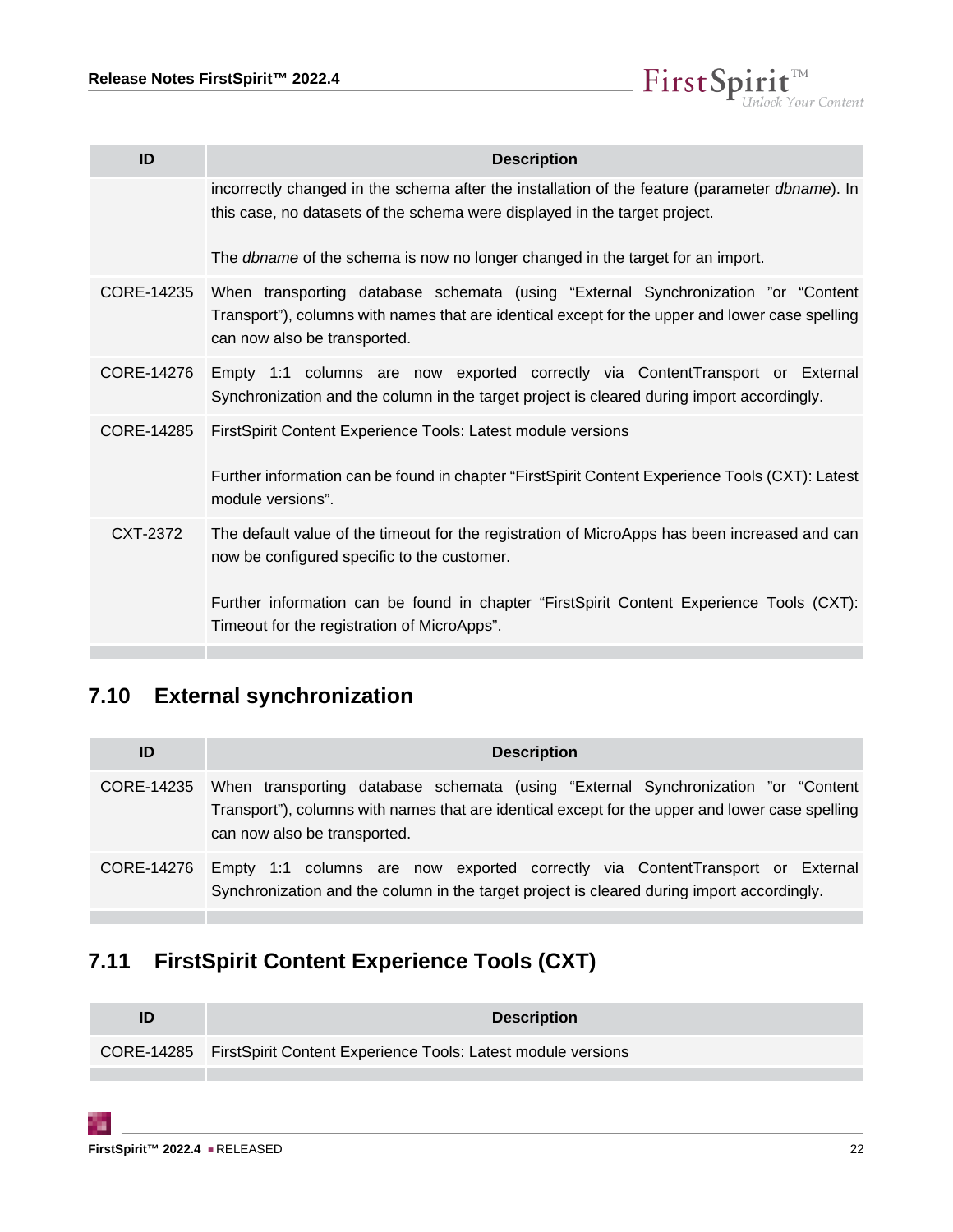| ID | Description |
|---|---|
| | incorrectly changed in the schema after the installation of the feature (parameter *dbname*). In this case, no datasets of the schema were displayed in the target project.<br><br>The *dbname* of the schema is now no longer changed in the target for an import. |
| CORE-14235 | When transporting database schemata (using “External Synchronization ”or “Content Transport”), columns with names that are identical except for the upper and lower case spelling can now also be transported. |
| CORE-14276 | Empty 1:1 columns are now exported correctly via ContentTransport or External Synchronization and the column in the target project is cleared during import accordingly. |
| CORE-14285 | FirstSpirit Content Experience Tools: Latest module versions<br><br>Further information can be found in chapter “FirstSpirit Content Experience Tools (CXT): Latest module versions”. |
| CXT-2372 | The default value of the timeout for the registration of MicroApps has been increased and can now be configured specific to the customer.<br><br>Further information can be found in chapter “FirstSpirit Content Experience Tools (CXT): Timeout for the registration of MicroApps”. |

## 7.10 External synchronization

| ID | Description |
|---|---|
| CORE-14235 | When transporting database schemata (using “External Synchronization ”or “Content Transport”), columns with names that are identical except for the upper and lower case spelling can now also be transported. |
| CORE-14276 | Empty 1:1 columns are now exported correctly via ContentTransport or External Synchronization and the column in the target project is cleared during import accordingly. |

## 7.11 FirstSpirit Content Experience Tools (CXT)

| ID | Description |
|---|---|
| CORE-14285 | FirstSpirit Content Experience Tools: Latest module versions |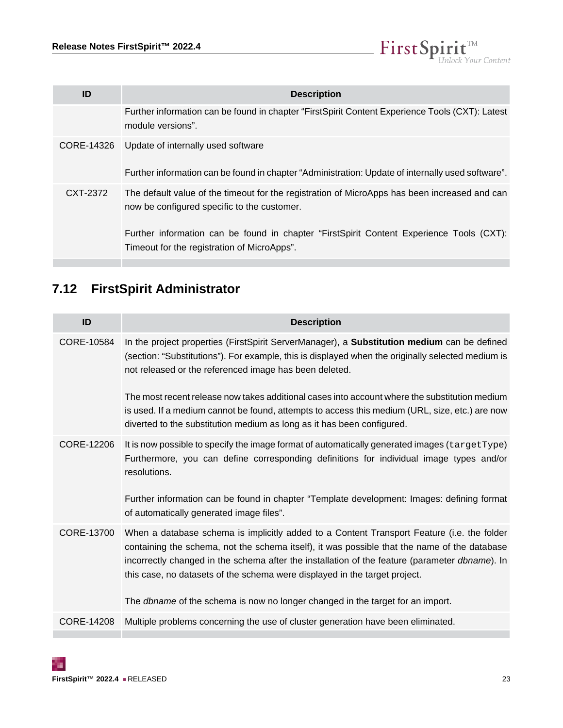| ID | Description |
|---|---|
| | Further information can be found in chapter “FirstSpirit Content Experience Tools (CXT): Latest module versions”. |
| CORE-14326 | Update of internally used software<br><br>Further information can be found in chapter “Administration: Update of internally used software”. |
| CXT-2372 | The default value of the timeout for the registration of MicroApps has been increased and can now be configured specific to the customer.<br><br>Further information can be found in chapter “FirstSpirit Content Experience Tools (CXT): Timeout for the registration of MicroApps”. |

## 7.12 FirstSpirit Administrator

| ID | Description |
|---|---|
| CORE-10584 | In the project properties (FirstSpirit ServerManager), a **Substitution medium** can be defined (section: “Substitutions”). For example, this is displayed when the originally selected medium is not released or the referenced image has been deleted.<br><br>The most recent release now takes additional cases into account where the substitution medium is used. If a medium cannot be found, attempts to access this medium (URL, size, etc.) are now diverted to the substitution medium as long as it has been configured. |
| CORE-12206 | It is now possible to specify the image format of automatically generated images (`targetType`) Furthermore, you can define corresponding definitions for individual image types and/or resolutions.<br><br>Further information can be found in chapter “Template development: Images: defining format of automatically generated image files”. |
| CORE-13700 | When a database schema is implicitly added to a Content Transport Feature (i.e. the folder containing the schema, not the schema itself), it was possible that the name of the database incorrectly changed in the schema after the installation of the feature (parameter *dbname*). In this case, no datasets of the schema were displayed in the target project.<br><br>The *dbname* of the schema is now no longer changed in the target for an import. |
| CORE-14208 | Multiple problems concerning the use of cluster generation have been eliminated. |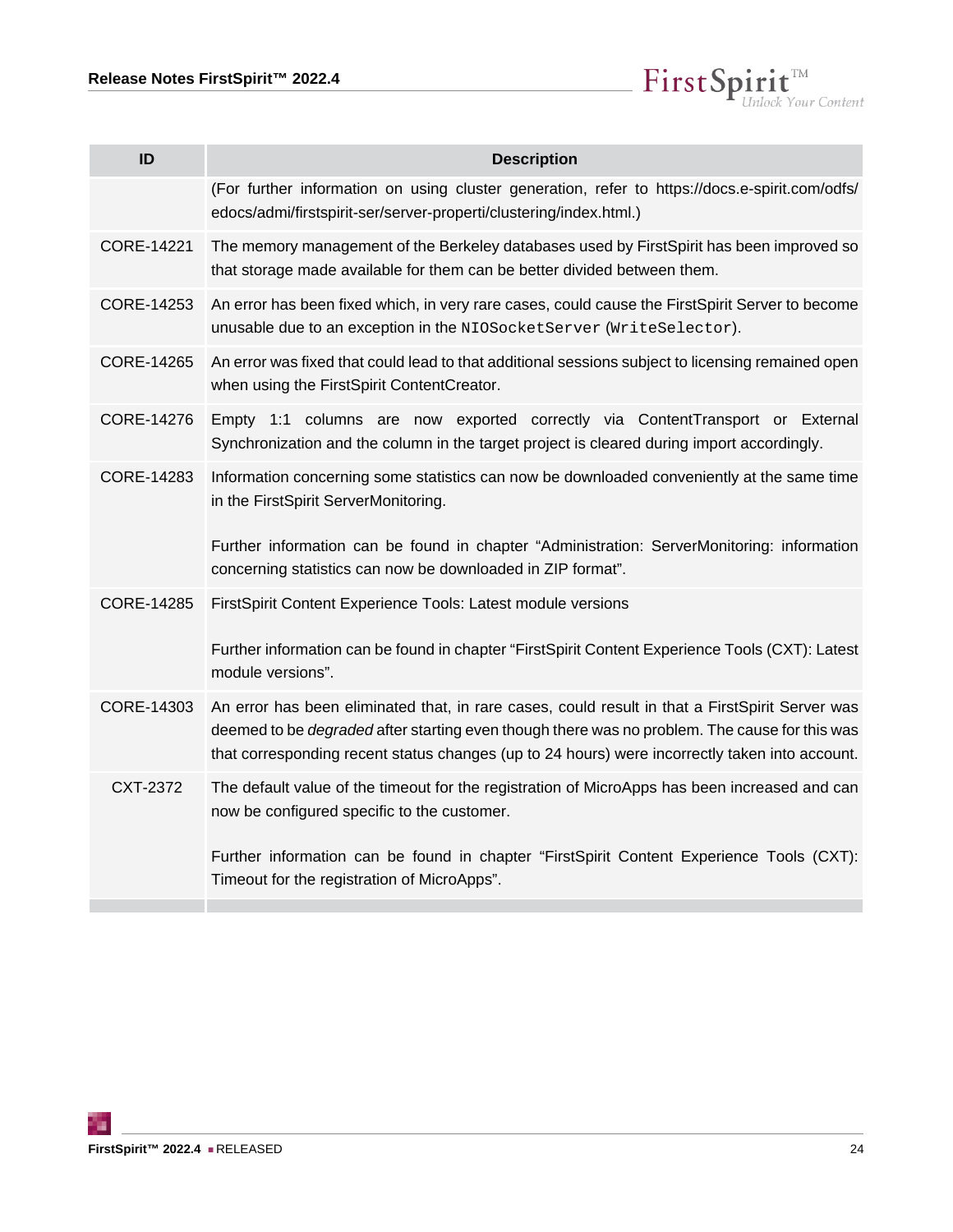| ID | Description |
| --- | --- |
| | (For further information on using cluster generation, refer to https://docs.e-spirit.com/odfs/edocs/admi/firstspirit-ser/server-properti/clustering/index.html.) |
| CORE-14221 | The memory management of the Berkeley databases used by FirstSpirit has been improved so that storage made available for them can be better divided between them. |
| CORE-14253 | An error has been fixed which, in very rare cases, could cause the FirstSpirit Server to become unusable due to an exception in the `NIOSocketServer` (`WriteSelector`). |
| CORE-14265 | An error was fixed that could lead to that additional sessions subject to licensing remained open when using the FirstSpirit ContentCreator. |
| CORE-14276 | Empty 1:1 columns are now exported correctly via ContentTransport or External Synchronization and the column in the target project is cleared during import accordingly. |
| CORE-14283 | Information concerning some statistics can now be downloaded conveniently at the same time in the FirstSpirit ServerMonitoring.<br><br>Further information can be found in chapter “Administration: ServerMonitoring: information concerning statistics can now be downloaded in ZIP format”. |
| CORE-14285 | FirstSpirit Content Experience Tools: Latest module versions<br><br>Further information can be found in chapter “FirstSpirit Content Experience Tools (CXT): Latest module versions”. |
| CORE-14303 | An error has been eliminated that, in rare cases, could result in that a FirstSpirit Server was deemed to be *degraded* after starting even though there was no problem. The cause for this was that corresponding recent status changes (up to 24 hours) were incorrectly taken into account. |
| CXT-2372 | The default value of the timeout for the registration of MicroApps has been increased and can now be configured specific to the customer.<br><br>Further information can be found in chapter “FirstSpirit Content Experience Tools (CXT): Timeout for the registration of MicroApps”. |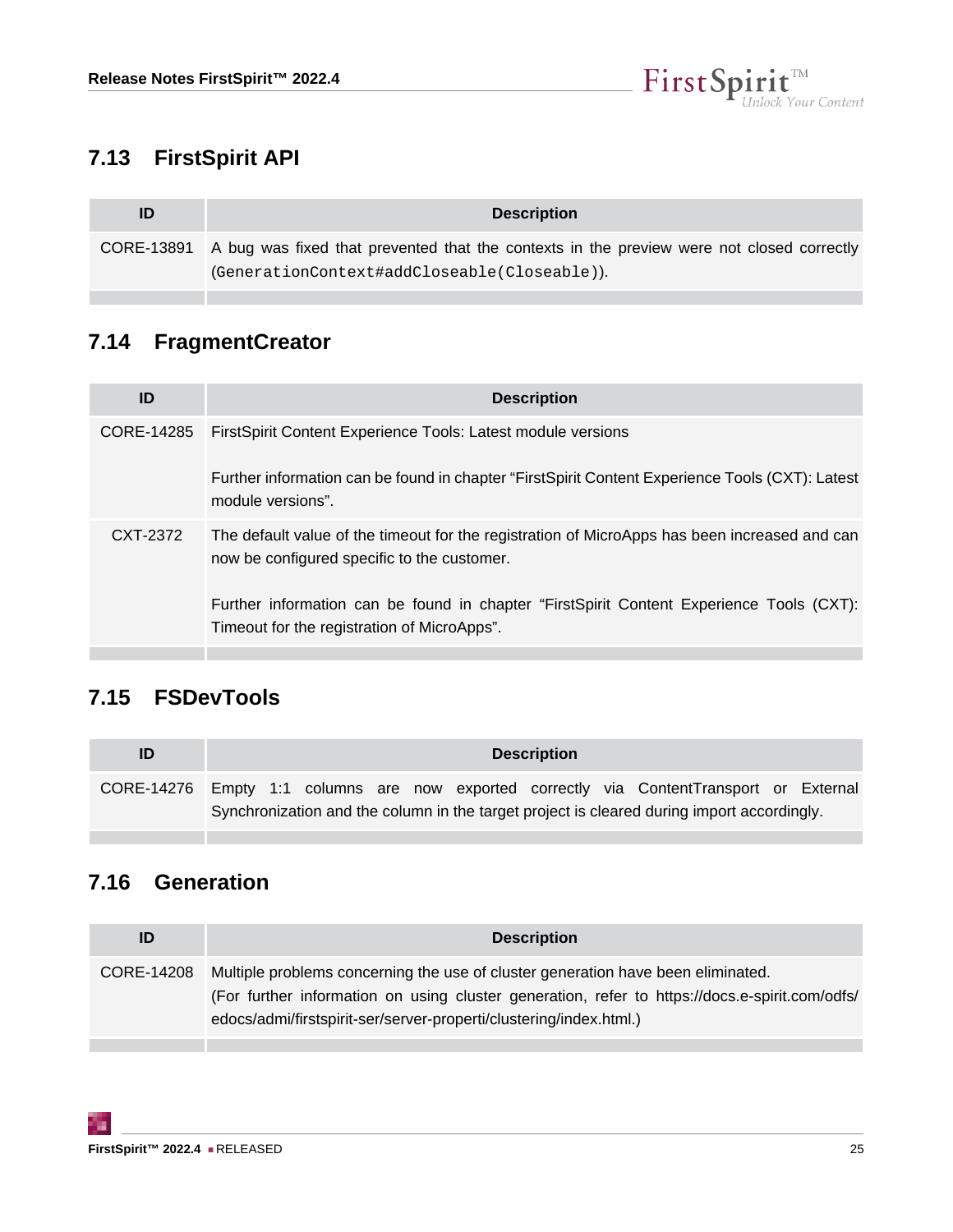## 7.13 FirstSpirit API

| ID | Description |
|---|---|
| CORE-13891 | A bug was fixed that prevented that the contexts in the preview were not closed correctly (`GenerationContext#addCloseable(Closeable)`). |

## 7.14 FragmentCreator

| ID | Description |
|---|---|
| CORE-14285 | FirstSpirit Content Experience Tools: Latest module versions<br><br>Further information can be found in chapter “FirstSpirit Content Experience Tools (CXT): Latest module versions”. |
| CXT-2372 | The default value of the timeout for the registration of MicroApps has been increased and can now be configured specific to the customer.<br><br>Further information can be found in chapter “FirstSpirit Content Experience Tools (CXT): Timeout for the registration of MicroApps”. |

## 7.15 FSDevTools

| ID | Description |
|---|---|
| CORE-14276 | Empty 1:1 columns are now exported correctly via ContentTransport or External Synchronization and the column in the target project is cleared during import accordingly. |

## 7.16 Generation

| ID | Description |
|---|---|
| CORE-14208 | Multiple problems concerning the use of cluster generation have been eliminated.<br>(For further information on using cluster generation, refer to https://docs.e-spirit.com/odfs/edocs/admi/firstspirit-ser/server-properti/clustering/index.html.) |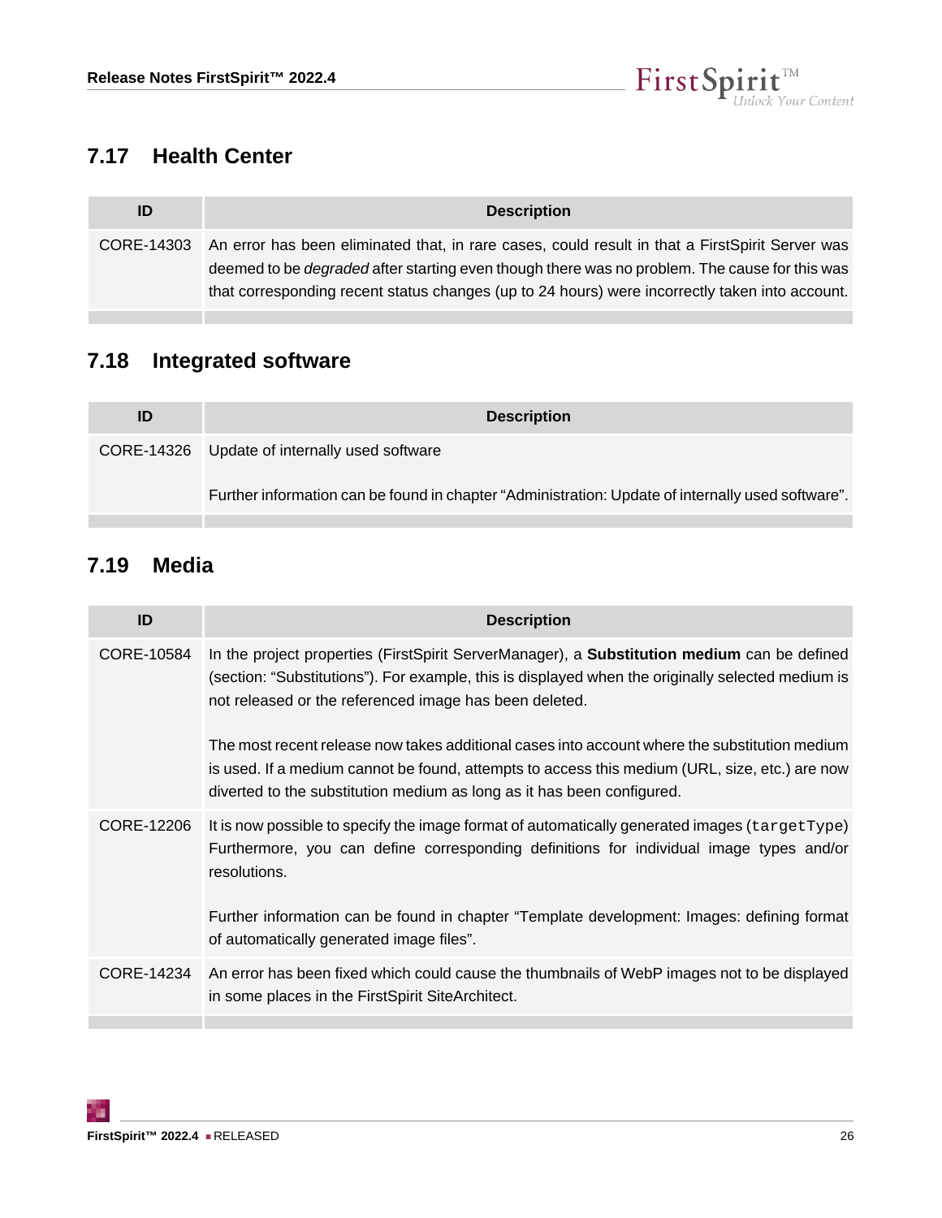## 7.17 Health Center

| ID | Description |
|---|---|
| CORE-14303 | An error has been eliminated that, in rare cases, could result in that a FirstSpirit Server was deemed to be *degraded* after starting even though there was no problem. The cause for this was that corresponding recent status changes (up to 24 hours) were incorrectly taken into account. |

## 7.18 Integrated software

| ID | Description |
|---|---|
| CORE-14326 | Update of internally used software<br><br>Further information can be found in chapter “Administration: Update of internally used software”. |

## 7.19 Media

| ID | Description |
|---|---|
| CORE-10584 | In the project properties (FirstSpirit ServerManager), a **Substitution medium** can be defined (section: “Substitutions”). For example, this is displayed when the originally selected medium is not released or the referenced image has been deleted.<br><br>The most recent release now takes additional cases into account where the substitution medium is used. If a medium cannot be found, attempts to access this medium (URL, size, etc.) are now diverted to the substitution medium as long as it has been configured. |
| CORE-12206 | It is now possible to specify the image format of automatically generated images (`targetType`) Furthermore, you can define corresponding definitions for individual image types and/or resolutions.<br><br>Further information can be found in chapter “Template development: Images: defining format of automatically generated image files”. |
| CORE-14234 | An error has been fixed which could cause the thumbnails of WebP images not to be displayed in some places in the FirstSpirit SiteArchitect. |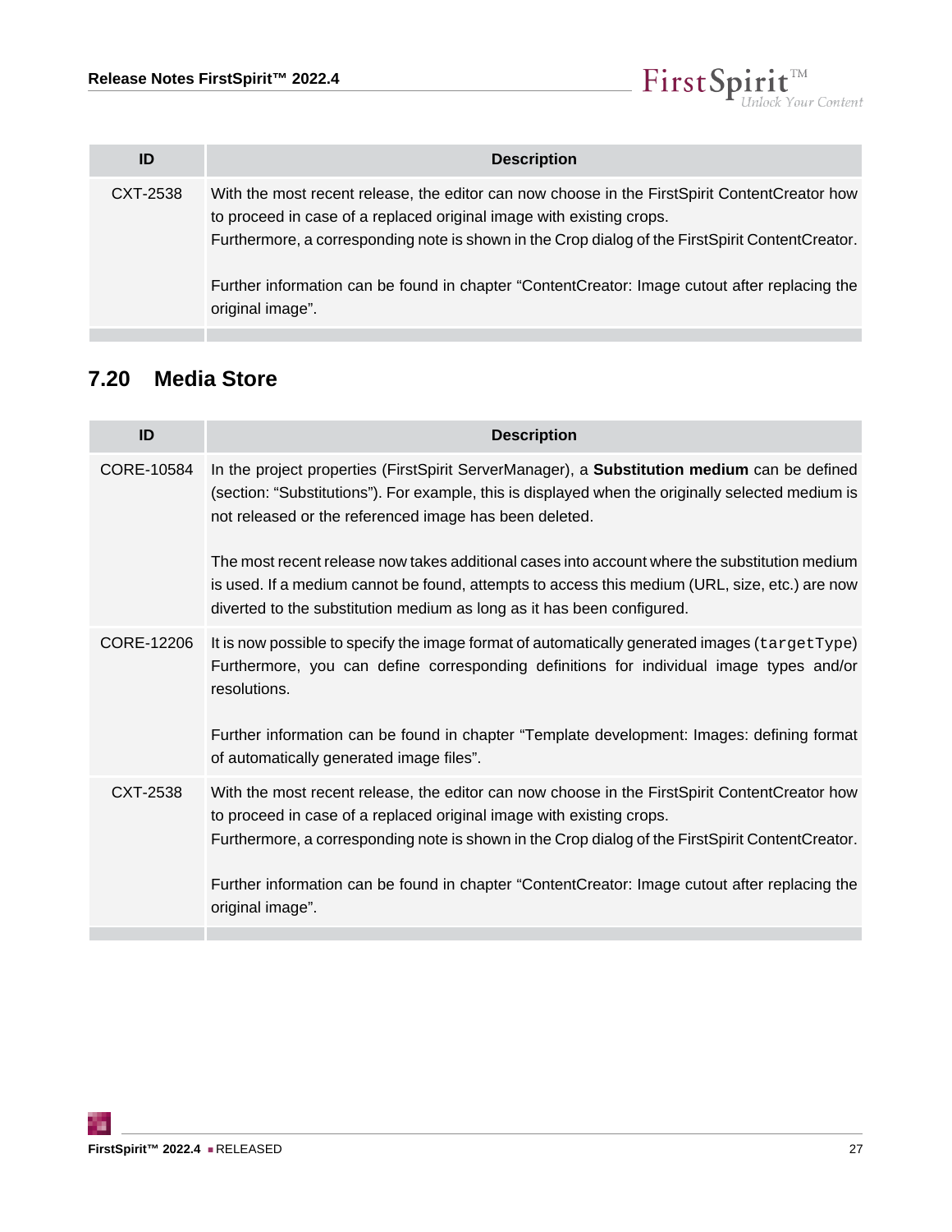| ID | Description |
|---|---|
| CXT-2538 | With the most recent release, the editor can now choose in the FirstSpirit ContentCreator how to proceed in case of a replaced original image with existing crops.<br>Furthermore, a corresponding note is shown in the Crop dialog of the FirstSpirit ContentCreator.<br><br>Further information can be found in chapter "ContentCreator: Image cutout after replacing the original image". |

## 7.20 Media Store

| ID | Description |
|---|---|
| CORE-10584 | In the project properties (FirstSpirit ServerManager), a **Substitution medium** can be defined (section: "Substitutions"). For example, this is displayed when the originally selected medium is not released or the referenced image has been deleted.<br><br>The most recent release now takes additional cases into account where the substitution medium is used. If a medium cannot be found, attempts to access this medium (URL, size, etc.) are now diverted to the substitution medium as long as it has been configured. |
| CORE-12206 | It is now possible to specify the image format of automatically generated images (`targetType`) Furthermore, you can define corresponding definitions for individual image types and/or resolutions.<br><br>Further information can be found in chapter "Template development: Images: defining format of automatically generated image files". |
| CXT-2538 | With the most recent release, the editor can now choose in the FirstSpirit ContentCreator how to proceed in case of a replaced original image with existing crops.<br>Furthermore, a corresponding note is shown in the Crop dialog of the FirstSpirit ContentCreator.<br><br>Further information can be found in chapter "ContentCreator: Image cutout after replacing the original image". |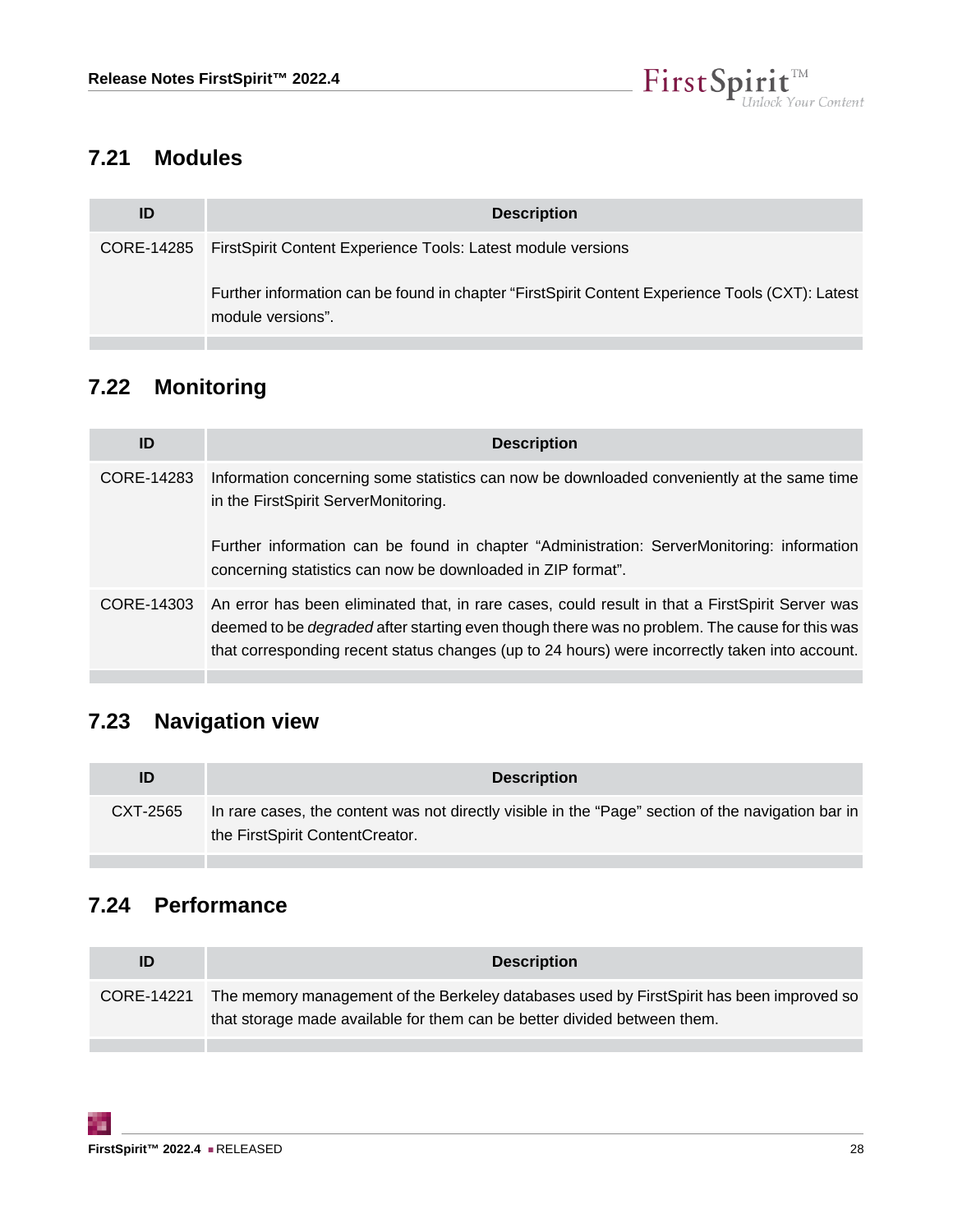## 7.21 Modules

| ID | Description |
|---|---|
| CORE-14285 | FirstSpirit Content Experience Tools: Latest module versions<br><br>Further information can be found in chapter “FirstSpirit Content Experience Tools (CXT): Latest module versions”. |

## 7.22 Monitoring

| ID | Description |
|---|---|
| CORE-14283 | Information concerning some statistics can now be downloaded conveniently at the same time in the FirstSpirit ServerMonitoring.<br><br>Further information can be found in chapter “Administration: ServerMonitoring: information concerning statistics can now be downloaded in ZIP format”. |
| CORE-14303 | An error has been eliminated that, in rare cases, could result in that a FirstSpirit Server was deemed to be *degraded* after starting even though there was no problem. The cause for this was that corresponding recent status changes (up to 24 hours) were incorrectly taken into account. |

## 7.23 Navigation view

| ID | Description |
|---|---|
| CXT-2565 | In rare cases, the content was not directly visible in the “Page” section of the navigation bar in the FirstSpirit ContentCreator. |

## 7.24 Performance

| ID | Description |
|---|---|
| CORE-14221 | The memory management of the Berkeley databases used by FirstSpirit has been improved so that storage made available for them can be better divided between them. |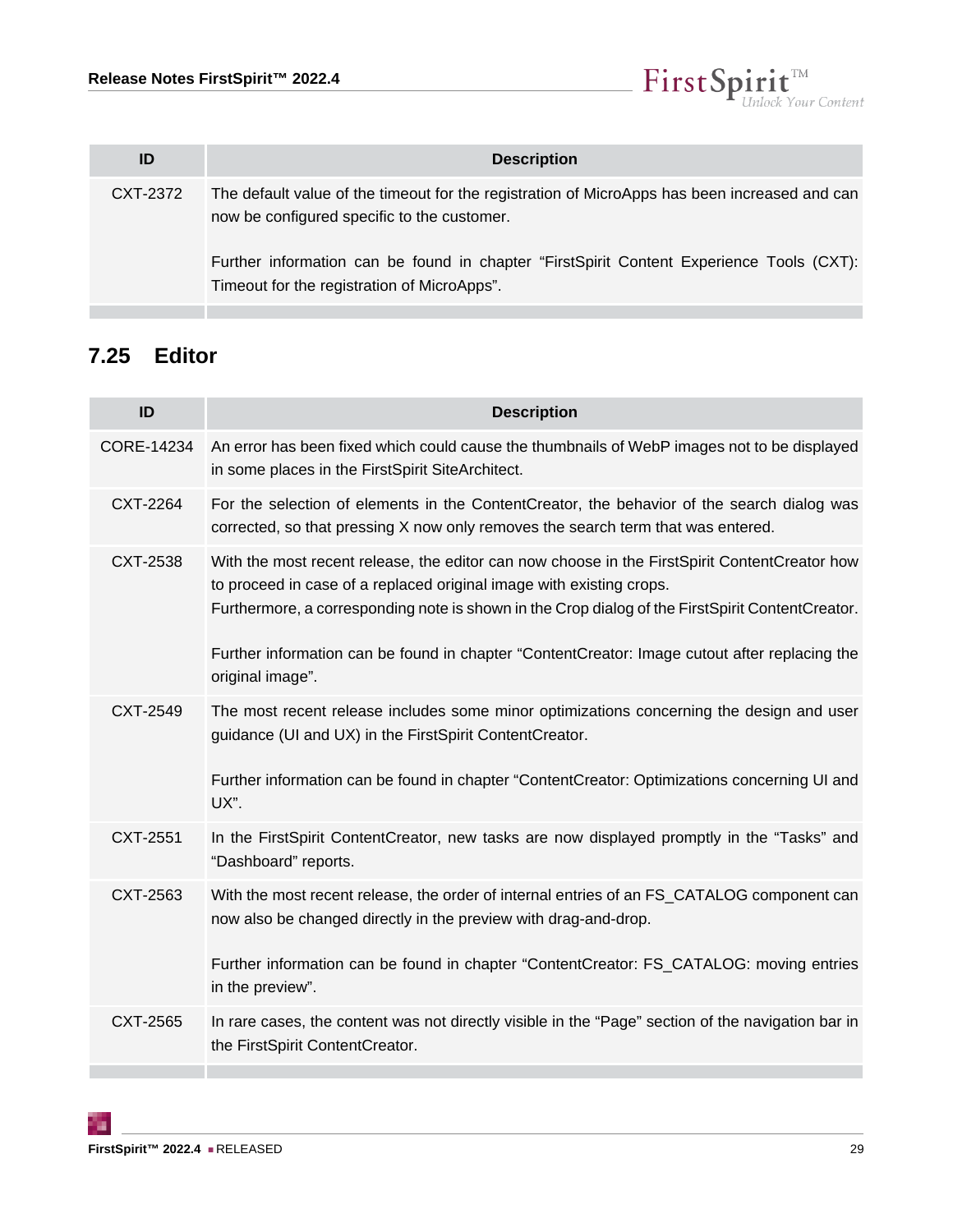| ID | Description |
| --- | --- |
| CXT-2372 | The default value of the timeout for the registration of MicroApps has been increased and can now be configured specific to the customer.<br><br>Further information can be found in chapter “FirstSpirit Content Experience Tools (CXT): Timeout for the registration of MicroApps”. |

## 7.25 Editor

| ID | Description |
| --- | --- |
| CORE-14234 | An error has been fixed which could cause the thumbnails of WebP images not to be displayed in some places in the FirstSpirit SiteArchitect. |
| CXT-2264 | For the selection of elements in the ContentCreator, the behavior of the search dialog was corrected, so that pressing X now only removes the search term that was entered. |
| CXT-2538 | With the most recent release, the editor can now choose in the FirstSpirit ContentCreator how to proceed in case of a replaced original image with existing crops.<br>Furthermore, a corresponding note is shown in the Crop dialog of the FirstSpirit ContentCreator.<br><br>Further information can be found in chapter “ContentCreator: Image cutout after replacing the original image”. |
| CXT-2549 | The most recent release includes some minor optimizations concerning the design and user guidance (UI and UX) in the FirstSpirit ContentCreator.<br><br>Further information can be found in chapter “ContentCreator: Optimizations concerning UI and UX”. |
| CXT-2551 | In the FirstSpirit ContentCreator, new tasks are now displayed promptly in the “Tasks” and “Dashboard” reports. |
| CXT-2563 | With the most recent release, the order of internal entries of an FS_CATALOG component can now also be changed directly in the preview with drag-and-drop.<br><br>Further information can be found in chapter “ContentCreator: FS_CATALOG: moving entries in the preview”. |
| CXT-2565 | In rare cases, the content was not directly visible in the “Page” section of the navigation bar in the FirstSpirit ContentCreator. |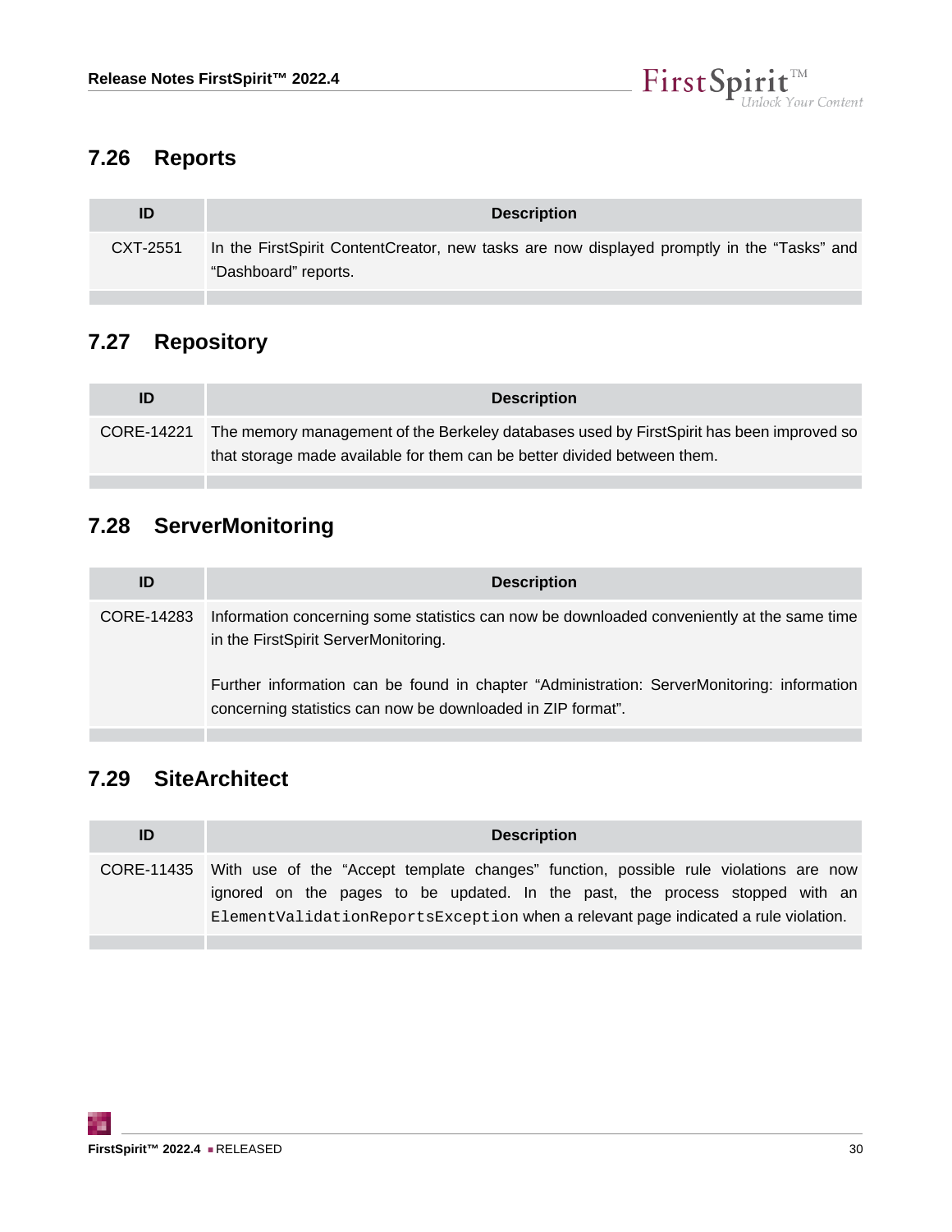## 7.26 Reports

| ID | Description |
| --- | --- |
| CXT-2551 | In the FirstSpirit ContentCreator, new tasks are now displayed promptly in the “Tasks” and “Dashboard” reports. |

## 7.27 Repository

| ID | Description |
| --- | --- |
| CORE-14221 | The memory management of the Berkeley databases used by FirstSpirit has been improved so that storage made available for them can be better divided between them. |

## 7.28 ServerMonitoring

| ID | Description |
| --- | --- |
| CORE-14283 | Information concerning some statistics can now be downloaded conveniently at the same time in the FirstSpirit ServerMonitoring.<br><br>Further information can be found in chapter “Administration: ServerMonitoring: information concerning statistics can now be downloaded in ZIP format”. |

## 7.29 SiteArchitect

| ID | Description |
| --- | --- |
| CORE-11435 | With use of the “Accept template changes” function, possible rule violations are now ignored on the pages to be updated. In the past, the process stopped with an `ElementValidationReportsException` when a relevant page indicated a rule violation. |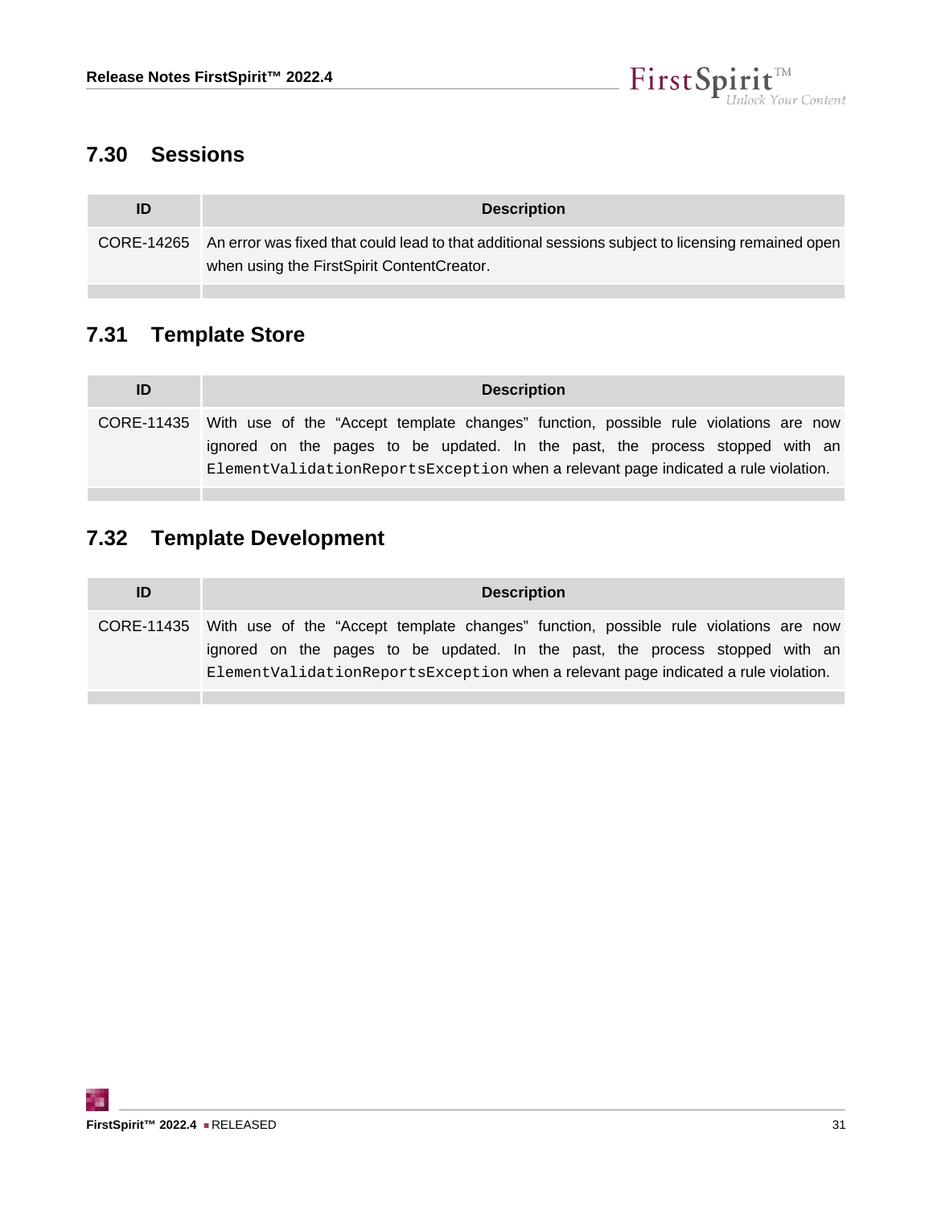## 7.30 Sessions

| ID | Description |
|---|---|
| CORE-14265 | An error was fixed that could lead to that additional sessions subject to licensing remained open when using the FirstSpirit ContentCreator. |

## 7.31 Template Store

| ID | Description |
|---|---|
| CORE-11435 | With use of the “Accept template changes” function, possible rule violations are now ignored on the pages to be updated. In the past, the process stopped with an `ElementValidationReportsException` when a relevant page indicated a rule violation. |

## 7.32 Template Development

| ID | Description |
|---|---|
| CORE-11435 | With use of the “Accept template changes” function, possible rule violations are now ignored on the pages to be updated. In the past, the process stopped with an `ElementValidationReportsException` when a relevant page indicated a rule violation. |